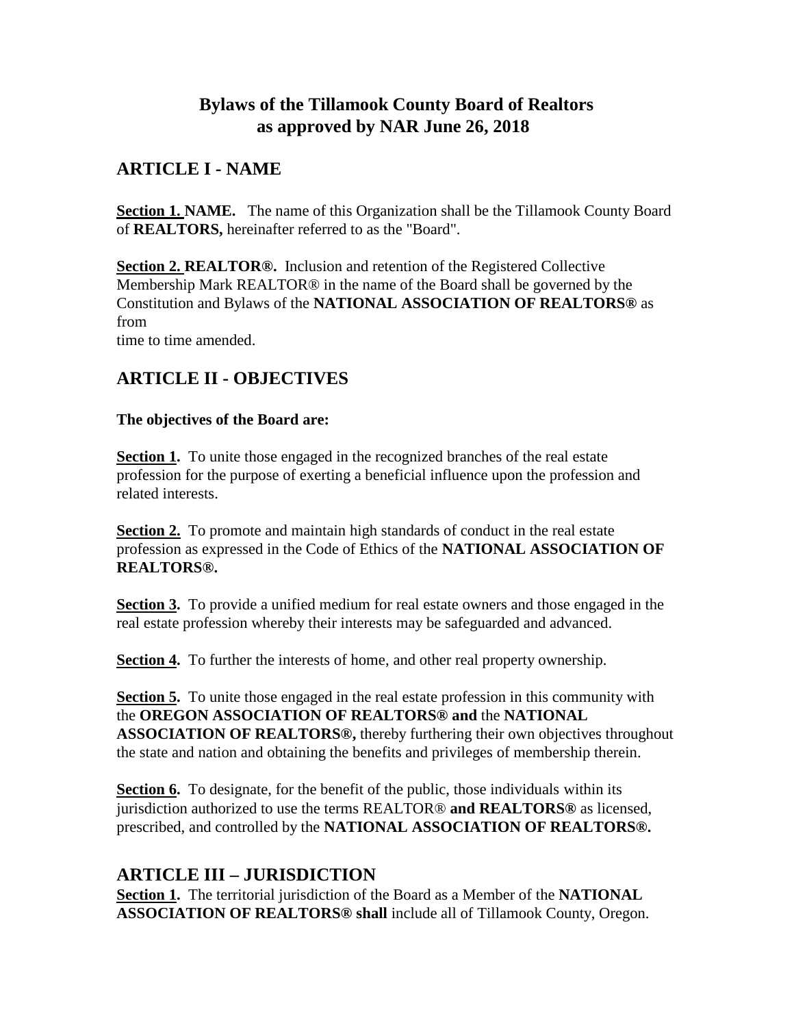# Bylaws of the Tillamook County Board of Realtors as approved by NAR June 26, 2018

## ARTICLE I - NAME

**Section 1. NAME.** The name of this Organization shall be the Tillamook County Board of **REALTORS,** hereinafter referred to as the "Board".

**Section 2. REALTOR®.** Inclusion and retention of the Registered Collective Membership Mark REALTOR® in the name of the Board shall be governed by the Constitution and Bylaws of the **NATIONAL ASSOCIATION OF REALTORS®** as from time to time amended.

## ARTICLE II - OBJECTIVES

**The objectives of the Board are:**

**Section 1.** To unite those engaged in the recognized branches of the real estate profession for the purpose of exerting a beneficial influence upon the profession and related interests.

**Section 2.** To promote and maintain high standards of conduct in the real estate profession as expressed in the Code of Ethics of the **NATIONAL ASSOCIATION OF REALTORS®.**

**Section 3.** To provide a unified medium for real estate owners and those engaged in the real estate profession whereby their interests may be safeguarded and advanced.

**Section 4.** To further the interests of home, and other real property ownership.

**Section 5.** To unite those engaged in the real estate profession in this community with the **OREGON ASSOCIATION OF REALTORS® and** the **NATIONAL ASSOCIATION OF REALTORS®,** thereby furthering their own objectives throughout the state and nation and obtaining the benefits and privileges of membership therein.

**Section 6.** To designate, for the benefit of the public, those individuals within its jurisdiction authorized to use the terms REALTOR® **and REALTORS®** as licensed, prescribed, and controlled by the **NATIONAL ASSOCIATION OF REALTORS®.**

## ARTICLE III – JURISDICTION

**Section 1.** The territorial jurisdiction of the Board as a Member of the **NATIONAL ASSOCIATION OF REALTORS® shall** include all of Tillamook County, Oregon.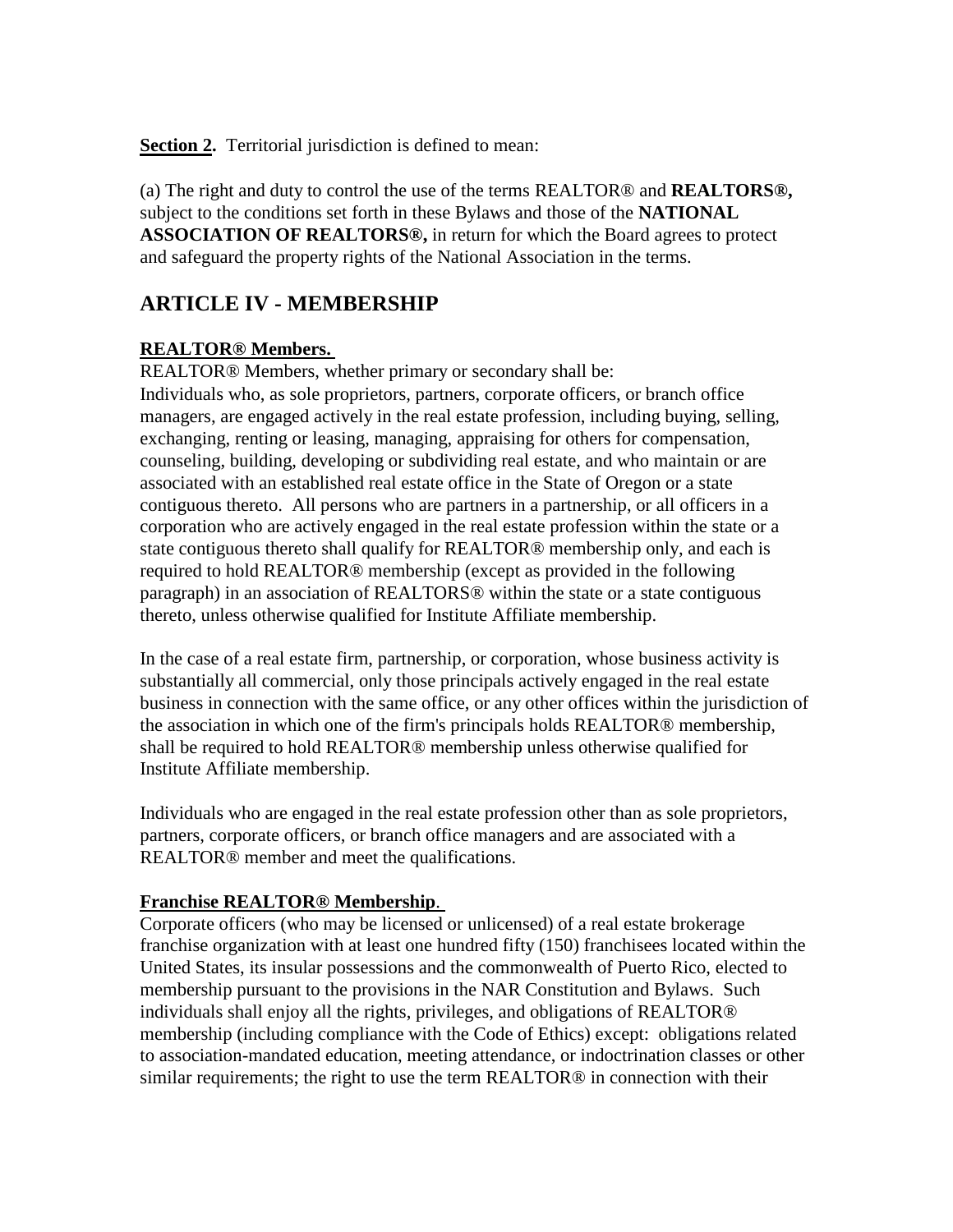**Section 2.** Territorial jurisdiction is defined to mean:

(a) The right and duty to control the use of the terms REALTOR® and **REALTORS®,** subject to the conditions set forth in these Bylaws and those of the **NATIONAL ASSOCIATION OF REALTORS®,** in return for which the Board agrees to protect and safeguard the property rights of the National Association in the terms.

## ARTICLE IV - MEMBERSHIP

**REALTOR® Members.**

REALTOR® Members, whether primary or secondary shall be:

Individuals who, as sole proprietors, partners, corporate officers, or branch office managers, are engaged actively in the real estate profession, including buying, selling, exchanging, renting or leasing, managing, appraising for others for compensation, counseling, building, developing or subdividing real estate, and who maintain or are associated with an established real estate office in the State of Oregon or a state contiguous thereto. All persons who are partners in a partnership, or all officers in a corporation who are actively engaged in the real estate profession within the state or a state contiguous thereto shall qualify for REALTOR® membership only, and each is required to hold REALTOR® membership (except as provided in the following paragraph) in an association of REALTORS® within the state or a state contiguous thereto, unless otherwise qualified for Institute Affiliate membership.

In the case of a real estate firm, partnership, or corporation, whose business activity is substantially all commercial, only those principals actively engaged in the real estate business in connection with the same office, or any other offices within the jurisdiction of the association in which one of the firm's principals holds REALTOR® membership, shall be required to hold REALTOR® membership unless otherwise qualified for Institute Affiliate membership.

Individuals who are engaged in the real estate profession other than as sole proprietors, partners, corporate officers, or branch office managers and are associated with a REALTOR® member and meet the qualifications.

**Franchise REALTOR® Membership.**

Corporate officers (who may be licensed or unlicensed) of a real estate brokerage franchise organization with at least one hundred fifty (150) franchisees located within the United States, its insular possessions and the commonwealth of Puerto Rico, elected to membership pursuant to the provisions in the NAR Constitution and Bylaws. Such individuals shall enjoy all the rights, privileges, and obligations of REALTOR® membership (including compliance with the Code of Ethics) except: obligations related to association-mandated education, meeting attendance, or indoctrination classes or other similar requirements; the right to use the term REALTOR® in connection with their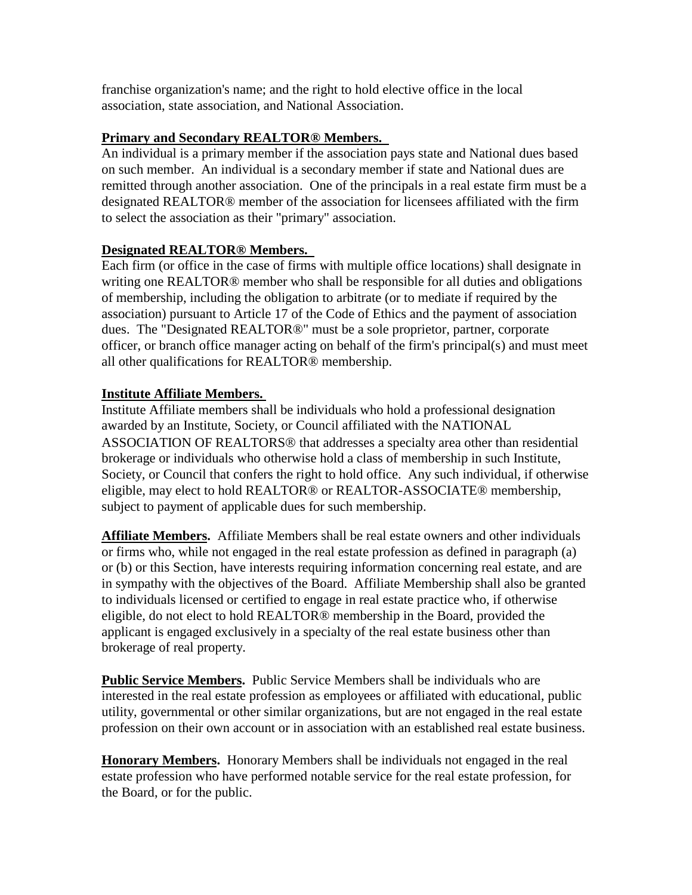franchise organization's name; and the right to hold elective office in the local association, state association, and National Association.

**Primary and Secondary REALTOR® Members.**

An individual is a primary member if the association pays state and National dues based on such member. An individual is a secondary member if state and National dues are remitted through another association. One of the principals in a real estate firm must be a designated REALTOR® member of the association for licensees affiliated with the firm to select the association as their "primary" association.

**Designated REALTOR® Members.**

Each firm (or office in the case of firms with multiple office locations) shall designate in writing one REALTOR® member who shall be responsible for all duties and obligations of membership, including the obligation to arbitrate (or to mediate if required by the association) pursuant to Article 17 of the Code of Ethics and the payment of association dues. The "Designated REALTOR®" must be a sole proprietor, partner, corporate officer, or branch office manager acting on behalf of the firm's principal(s) and must meet all other qualifications for REALTOR® membership.

**Institute Affiliate Members.**

Institute Affiliate members shall be individuals who hold a professional designation awarded by an Institute, Society, or Council affiliated with the NATIONAL ASSOCIATION OF REALTORS® that addresses a specialty area other than residential brokerage or individuals who otherwise hold a class of membership in such Institute, Society, or Council that confers the right to hold office. Any such individual, if otherwise eligible, may elect to hold REALTOR® or REALTOR-ASSOCIATE® membership, subject to payment of applicable dues for such membership.

**Affiliate Members.** Affiliate Members shall be real estate owners and other individuals or firms who, while not engaged in the real estate profession as defined in paragraph (a) or (b) or this Section, have interests requiring information concerning real estate, and are in sympathy with the objectives of the Board. Affiliate Membership shall also be granted to individuals licensed or certified to engage in real estate practice who, if otherwise eligible, do not elect to hold REALTOR® membership in the Board, provided the applicant is engaged exclusively in a specialty of the real estate business other than brokerage of real property.

**Public Service Members.** Public Service Members shall be individuals who are interested in the real estate profession as employees or affiliated with educational, public utility, governmental or other similar organizations, but are not engaged in the real estate profession on their own account or in association with an established real estate business.

**Honorary Members.** Honorary Members shall be individuals not engaged in the real estate profession who have performed notable service for the real estate profession, for the Board, or for the public.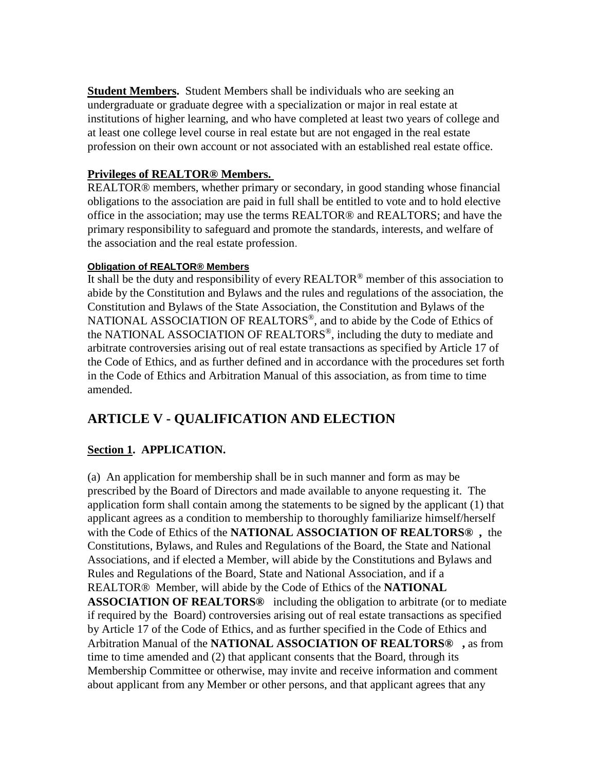**Student Members.** Student Members shall be individuals who are seeking an undergraduate or graduate degree with a specialization or major in real estate at institutions of higher learning, and who have completed at least two years of college and at least one college level course in real estate but are not engaged in the real estate profession on their own account or not associated with an established real estate office.

**Privileges of REALTOR® Members.**

REALTOR® members, whether primary or secondary, in good standing whose financial obligations to the association are paid in full shall be entitled to vote and to hold elective office in the association; may use the terms REALTOR® and REALTORS; and have the primary responsibility to safeguard and promote the standards, interests, and welfare of the association and the real estate profession.

**Obligation of REALTOR® Members**

It shall be the duty and responsibility of every REALTOR® member of this association to abide by the Constitution and Bylaws and the rules and regulations of the association, the Constitution and Bylaws of the State Association, the Constitution and Bylaws of the NATIONAL ASSOCIATION OF REALTORS®, and to abide by the Code of Ethics of the NATIONAL ASSOCIATION OF REALTORS®, including the duty to mediate and arbitrate controversies arising out of real estate transactions as specified by Article 17 of the Code of Ethics, and as further defined and in accordance with the procedures set forth in the Code of Ethics and Arbitration Manual of this association, as from time to time amended.

## ARTICLE V - QUALIFICATION AND ELECTION

### Section 1. APPLICATION.

(a) An application for membership shall be in such manner and form as may be prescribed by the Board of Directors and made available to anyone requesting it. The application form shall contain among the statements to be signed by the applicant (1) that applicant agrees as a condition to membership to thoroughly familiarize himself/herself with the Code of Ethics of the **NATIONAL ASSOCIATION OF REALTORS®**, the Constitutions, Bylaws, and Rules and Regulations of the Board, the State and National Associations, and if elected a Member, will abide by the Constitutions and Bylaws and Rules and Regulations of the Board, State and National Association, and if a REALTOR® Member, will abide by the Code of Ethics of the **NATIONAL ASSOCIATION OF REALTORS®** including the obligation to arbitrate (or to mediate if required by the Board) controversies arising out of real estate transactions as specified by Article 17 of the Code of Ethics, and as further specified in the Code of Ethics and Arbitration Manual of the **NATIONAL ASSOCIATION OF REALTORS®**, as from time to time amended and (2) that applicant consents that the Board, through its Membership Committee or otherwise, may invite and receive information and comment about applicant from any Member or other persons, and that applicant agrees that any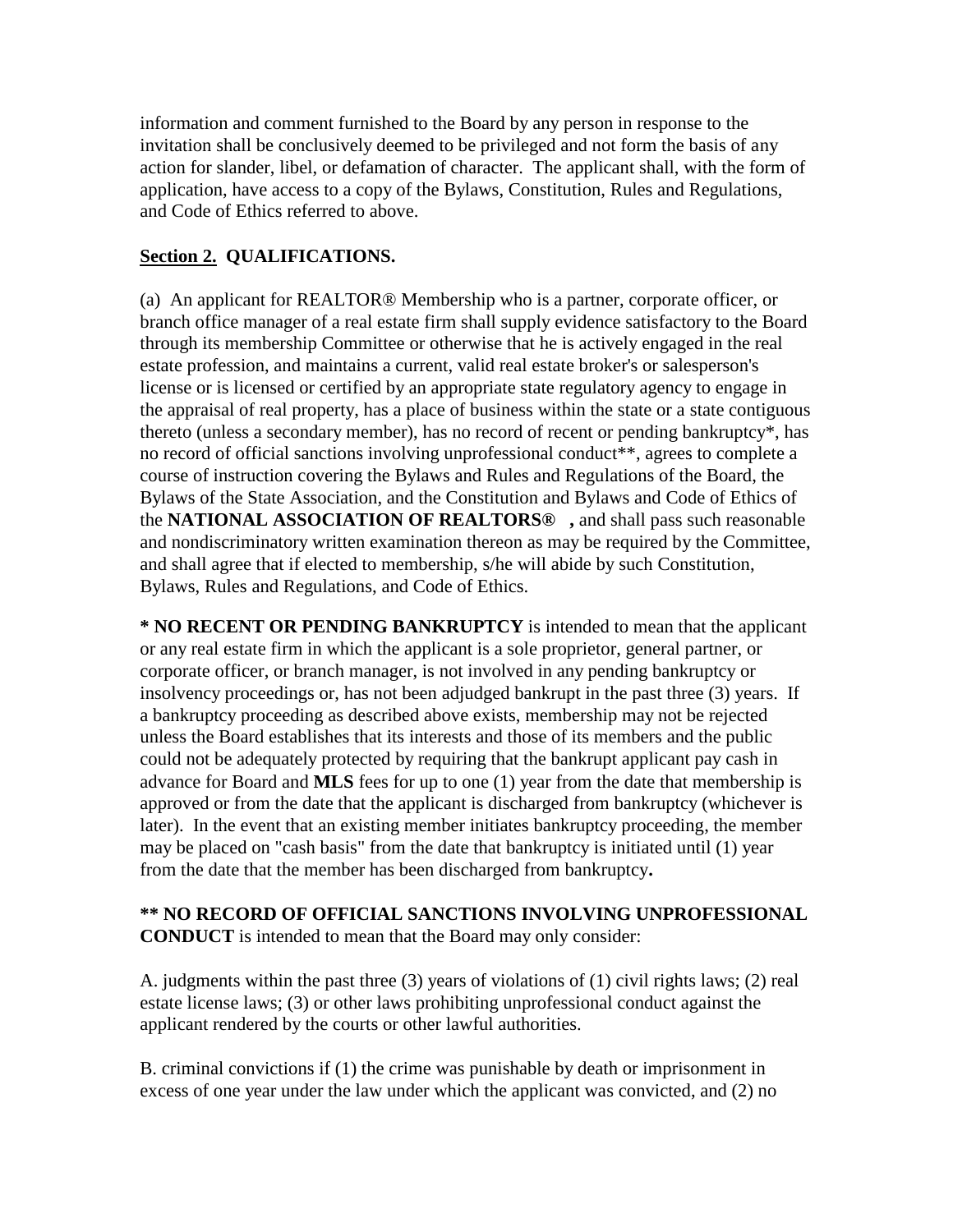information and comment furnished to the Board by any person in response to the invitation shall be conclusively deemed to be privileged and not form the basis of any action for slander, libel, or defamation of character. The applicant shall, with the form of application, have access to a copy of the Bylaws, Constitution, Rules and Regulations, and Code of Ethics referred to above.

**<u>Section 2.</u> QUALIFICATIONS.**

(a) An applicant for REALTOR® Membership who is a partner, corporate officer, or branch office manager of a real estate firm shall supply evidence satisfactory to the Board through its membership Committee or otherwise that he is actively engaged in the real estate profession, and maintains a current, valid real estate broker's or salesperson's license or is licensed or certified by an appropriate state regulatory agency to engage in the appraisal of real property, has a place of business within the state or a state contiguous thereto (unless a secondary member), has no record of recent or pending bankruptcy*, has no record of official sanctions involving unprofessional conduct**, agrees to complete a course of instruction covering the Bylaws and Rules and Regulations of the Board, the Bylaws of the State Association, and the Constitution and Bylaws and Code of Ethics of the **NATIONAL ASSOCIATION OF REALTORS® ,** and shall pass such reasonable and nondiscriminatory written examination thereon as may be required by the Committee, and shall agree that if elected to membership, s/he will abide by such Constitution, Bylaws, Rules and Regulations, and Code of Ethics.

**\* NO RECENT OR PENDING BANKRUPTCY** is intended to mean that the applicant or any real estate firm in which the applicant is a sole proprietor, general partner, or corporate officer, or branch manager, is not involved in any pending bankruptcy or insolvency proceedings or, has not been adjudged bankrupt in the past three (3) years. If a bankruptcy proceeding as described above exists, membership may not be rejected unless the Board establishes that its interests and those of its members and the public could not be adequately protected by requiring that the bankrupt applicant pay cash in advance for Board and **MLS** fees for up to one (1) year from the date that membership is approved or from the date that the applicant is discharged from bankruptcy (whichever is later). In the event that an existing member initiates bankruptcy proceeding, the member may be placed on "cash basis" from the date that bankruptcy is initiated until (1) year from the date that the member has been discharged from bankruptcy**.**

**\*\* NO RECORD OF OFFICIAL SANCTIONS INVOLVING UNPROFESSIONAL CONDUCT** is intended to mean that the Board may only consider:

A. judgments within the past three (3) years of violations of (1) civil rights laws; (2) real estate license laws; (3) or other laws prohibiting unprofessional conduct against the applicant rendered by the courts or other lawful authorities.

B. criminal convictions if (1) the crime was punishable by death or imprisonment in excess of one year under the law under which the applicant was convicted, and (2) no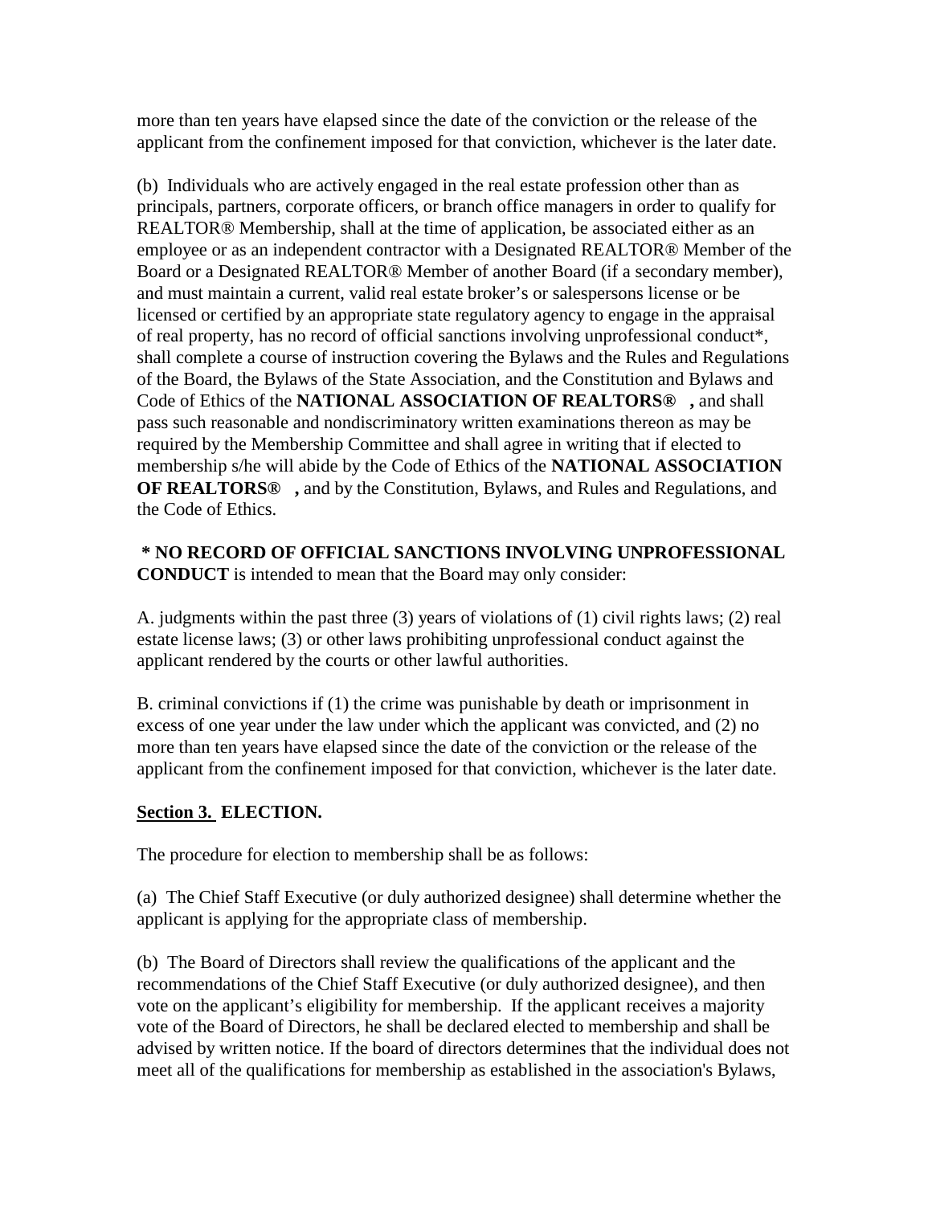more than ten years have elapsed since the date of the conviction or the release of the applicant from the confinement imposed for that conviction, whichever is the later date.

(b) Individuals who are actively engaged in the real estate profession other than as principals, partners, corporate officers, or branch office managers in order to qualify for REALTOR® Membership, shall at the time of application, be associated either as an employee or as an independent contractor with a Designated REALTOR® Member of the Board or a Designated REALTOR® Member of another Board (if a secondary member), and must maintain a current, valid real estate broker's or salespersons license or be licensed or certified by an appropriate state regulatory agency to engage in the appraisal of real property, has no record of official sanctions involving unprofessional conduct*, shall complete a course of instruction covering the Bylaws and the Rules and Regulations of the Board, the Bylaws of the State Association, and the Constitution and Bylaws and Code of Ethics of the **NATIONAL ASSOCIATION OF REALTORS® ,** and shall pass such reasonable and nondiscriminatory written examinations thereon as may be required by the Membership Committee and shall agree in writing that if elected to membership s/he will abide by the Code of Ethics of the **NATIONAL ASSOCIATION OF REALTORS® ,** and by the Constitution, Bylaws, and Rules and Regulations, and the Code of Ethics.

**\* NO RECORD OF OFFICIAL SANCTIONS INVOLVING UNPROFESSIONAL CONDUCT** is intended to mean that the Board may only consider:

A. judgments within the past three (3) years of violations of (1) civil rights laws; (2) real estate license laws; (3) or other laws prohibiting unprofessional conduct against the applicant rendered by the courts or other lawful authorities.

B. criminal convictions if (1) the crime was punishable by death or imprisonment in excess of one year under the law under which the applicant was convicted, and (2) no more than ten years have elapsed since the date of the conviction or the release of the applicant from the confinement imposed for that conviction, whichever is the later date.

**Section 3. ELECTION.**

The procedure for election to membership shall be as follows:

(a) The Chief Staff Executive (or duly authorized designee) shall determine whether the applicant is applying for the appropriate class of membership.

(b) The Board of Directors shall review the qualifications of the applicant and the recommendations of the Chief Staff Executive (or duly authorized designee), and then vote on the applicant's eligibility for membership. If the applicant receives a majority vote of the Board of Directors, he shall be declared elected to membership and shall be advised by written notice. If the board of directors determines that the individual does not meet all of the qualifications for membership as established in the association's Bylaws,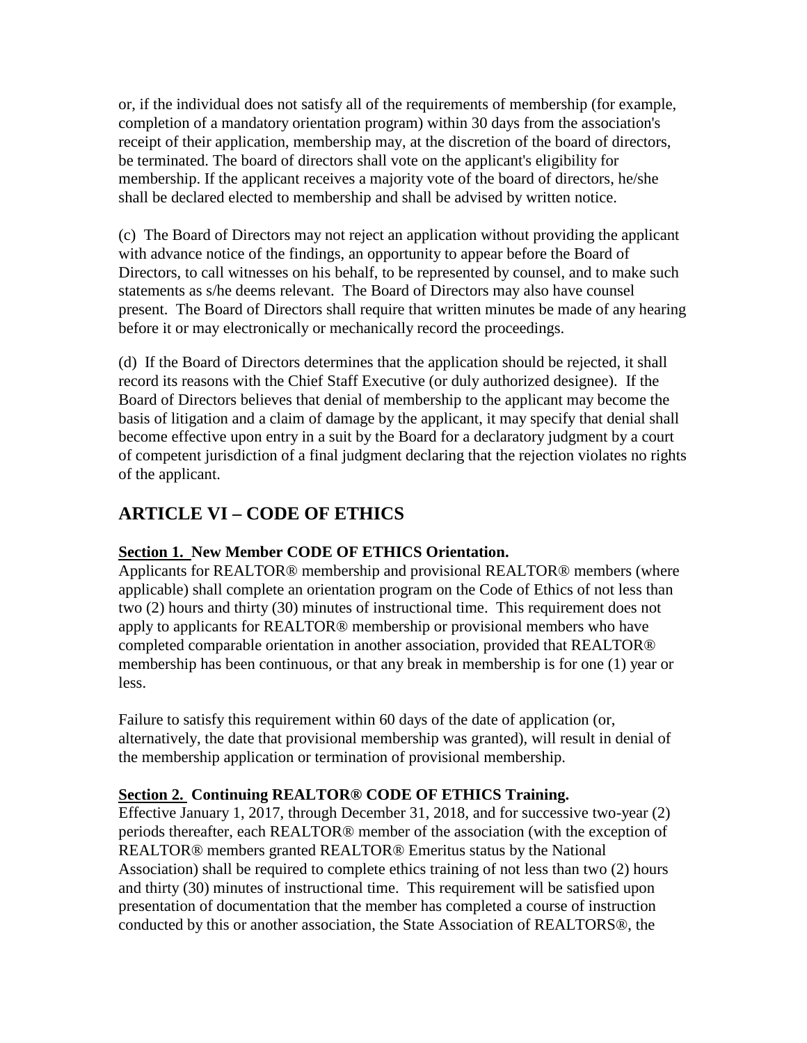or, if the individual does not satisfy all of the requirements of membership (for example, completion of a mandatory orientation program) within 30 days from the association's receipt of their application, membership may, at the discretion of the board of directors, be terminated. The board of directors shall vote on the applicant's eligibility for membership. If the applicant receives a majority vote of the board of directors, he/she shall be declared elected to membership and shall be advised by written notice.

(c) The Board of Directors may not reject an application without providing the applicant with advance notice of the findings, an opportunity to appear before the Board of Directors, to call witnesses on his behalf, to be represented by counsel, and to make such statements as s/he deems relevant. The Board of Directors may also have counsel present. The Board of Directors shall require that written minutes be made of any hearing before it or may electronically or mechanically record the proceedings.

(d) If the Board of Directors determines that the application should be rejected, it shall record its reasons with the Chief Staff Executive (or duly authorized designee). If the Board of Directors believes that denial of membership to the applicant may become the basis of litigation and a claim of damage by the applicant, it may specify that denial shall become effective upon entry in a suit by the Board for a declaratory judgment by a court of competent jurisdiction of a final judgment declaring that the rejection violates no rights of the applicant.

## ARTICLE VI – CODE OF ETHICS

**Section 1. New Member CODE OF ETHICS Orientation.**
Applicants for REALTOR® membership and provisional REALTOR® members (where applicable) shall complete an orientation program on the Code of Ethics of not less than two (2) hours and thirty (30) minutes of instructional time. This requirement does not apply to applicants for REALTOR® membership or provisional members who have completed comparable orientation in another association, provided that REALTOR® membership has been continuous, or that any break in membership is for one (1) year or less.

Failure to satisfy this requirement within 60 days of the date of application (or, alternatively, the date that provisional membership was granted), will result in denial of the membership application or termination of provisional membership.

**Section 2. Continuing REALTOR® CODE OF ETHICS Training.**
Effective January 1, 2017, through December 31, 2018, and for successive two-year (2) periods thereafter, each REALTOR® member of the association (with the exception of REALTOR® members granted REALTOR® Emeritus status by the National Association) shall be required to complete ethics training of not less than two (2) hours and thirty (30) minutes of instructional time. This requirement will be satisfied upon presentation of documentation that the member has completed a course of instruction conducted by this or another association, the State Association of REALTORS®, the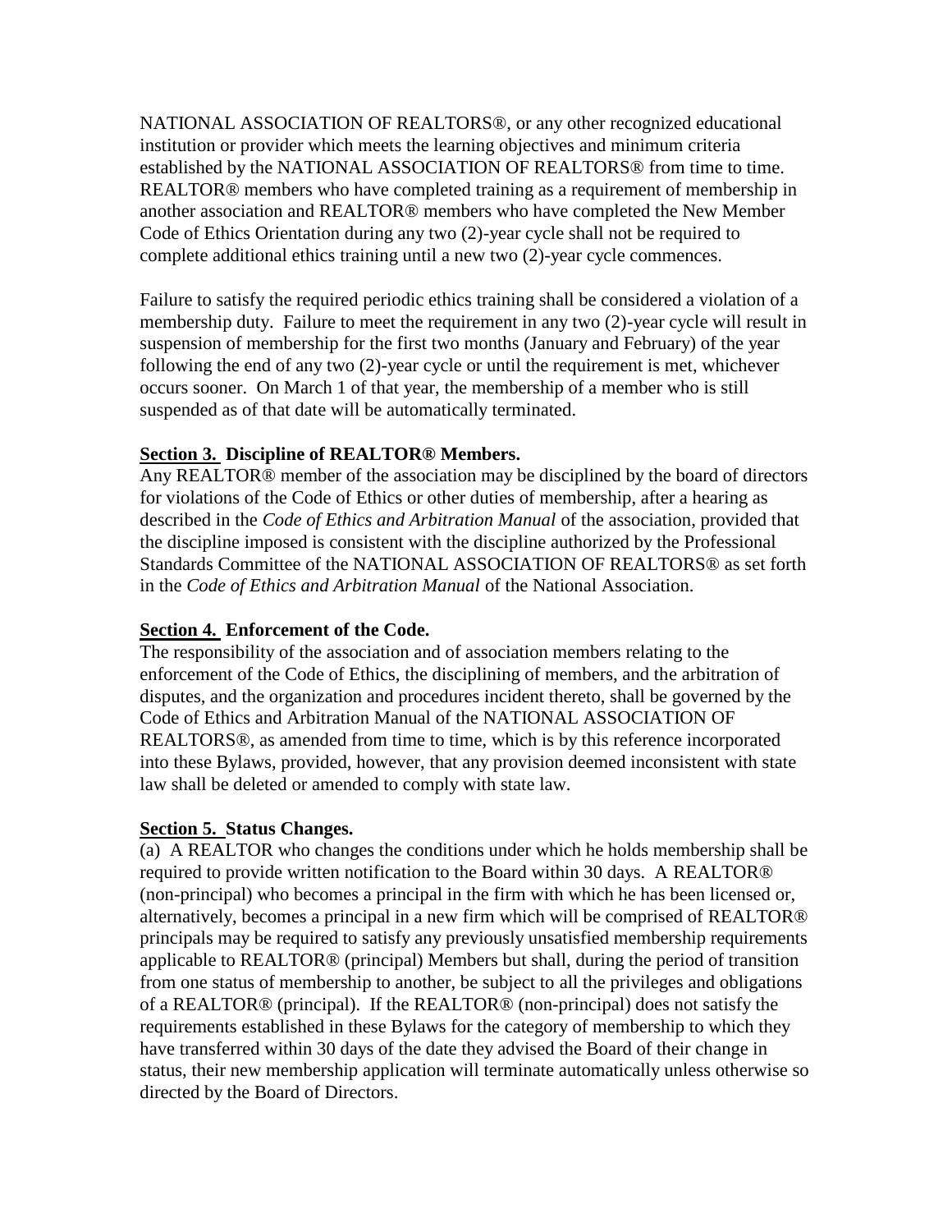NATIONAL ASSOCIATION OF REALTORS®, or any other recognized educational institution or provider which meets the learning objectives and minimum criteria established by the NATIONAL ASSOCIATION OF REALTORS® from time to time. REALTOR® members who have completed training as a requirement of membership in another association and REALTOR® members who have completed the New Member Code of Ethics Orientation during any two (2)-year cycle shall not be required to complete additional ethics training until a new two (2)-year cycle commences.

Failure to satisfy the required periodic ethics training shall be considered a violation of a membership duty. Failure to meet the requirement in any two (2)-year cycle will result in suspension of membership for the first two months (January and February) of the year following the end of any two (2)-year cycle or until the requirement is met, whichever occurs sooner. On March 1 of that year, the membership of a member who is still suspended as of that date will be automatically terminated.

**Section 3. Discipline of REALTOR® Members.**

Any REALTOR® member of the association may be disciplined by the board of directors for violations of the Code of Ethics or other duties of membership, after a hearing as described in the *Code of Ethics and Arbitration Manual* of the association, provided that the discipline imposed is consistent with the discipline authorized by the Professional Standards Committee of the NATIONAL ASSOCIATION OF REALTORS® as set forth in the *Code of Ethics and Arbitration Manual* of the National Association.

**Section 4. Enforcement of the Code.**

The responsibility of the association and of association members relating to the enforcement of the Code of Ethics, the disciplining of members, and the arbitration of disputes, and the organization and procedures incident thereto, shall be governed by the Code of Ethics and Arbitration Manual of the NATIONAL ASSOCIATION OF REALTORS®, as amended from time to time, which is by this reference incorporated into these Bylaws, provided, however, that any provision deemed inconsistent with state law shall be deleted or amended to comply with state law.

**Section 5. Status Changes.**

(a) A REALTOR who changes the conditions under which he holds membership shall be required to provide written notification to the Board within 30 days. A REALTOR® (non-principal) who becomes a principal in the firm with which he has been licensed or, alternatively, becomes a principal in a new firm which will be comprised of REALTOR® principals may be required to satisfy any previously unsatisfied membership requirements applicable to REALTOR® (principal) Members but shall, during the period of transition from one status of membership to another, be subject to all the privileges and obligations of a REALTOR® (principal). If the REALTOR® (non-principal) does not satisfy the requirements established in these Bylaws for the category of membership to which they have transferred within 30 days of the date they advised the Board of their change in status, their new membership application will terminate automatically unless otherwise so directed by the Board of Directors.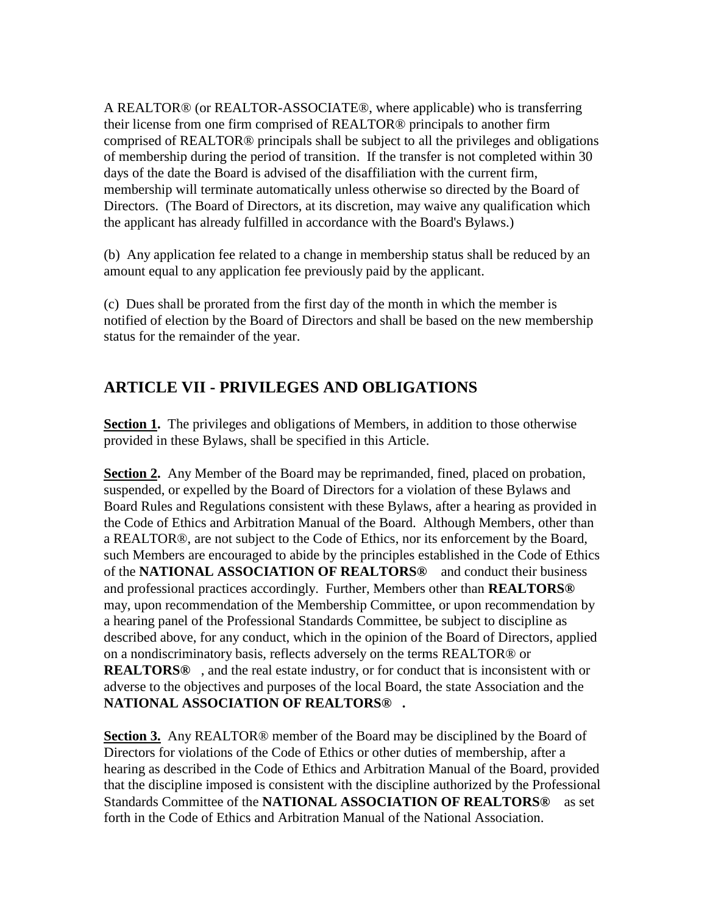A REALTOR® (or REALTOR-ASSOCIATE®, where applicable) who is transferring their license from one firm comprised of REALTOR® principals to another firm comprised of REALTOR® principals shall be subject to all the privileges and obligations of membership during the period of transition. If the transfer is not completed within 30 days of the date the Board is advised of the disaffiliation with the current firm, membership will terminate automatically unless otherwise so directed by the Board of Directors. (The Board of Directors, at its discretion, may waive any qualification which the applicant has already fulfilled in accordance with the Board's Bylaws.)

(b) Any application fee related to a change in membership status shall be reduced by an amount equal to any application fee previously paid by the applicant.

(c) Dues shall be prorated from the first day of the month in which the member is notified of election by the Board of Directors and shall be based on the new membership status for the remainder of the year.

## ARTICLE VII - PRIVILEGES AND OBLIGATIONS

**Section 1.** The privileges and obligations of Members, in addition to those otherwise provided in these Bylaws, shall be specified in this Article.

**Section 2.** Any Member of the Board may be reprimanded, fined, placed on probation, suspended, or expelled by the Board of Directors for a violation of these Bylaws and Board Rules and Regulations consistent with these Bylaws, after a hearing as provided in the Code of Ethics and Arbitration Manual of the Board. Although Members, other than a REALTOR®, are not subject to the Code of Ethics, nor its enforcement by the Board, such Members are encouraged to abide by the principles established in the Code of Ethics of the **NATIONAL ASSOCIATION OF REALTORS®** and conduct their business and professional practices accordingly. Further, Members other than **REALTORS®** may, upon recommendation of the Membership Committee, or upon recommendation by a hearing panel of the Professional Standards Committee, be subject to discipline as described above, for any conduct, which in the opinion of the Board of Directors, applied on a nondiscriminatory basis, reflects adversely on the terms REALTOR® or **REALTORS®**, and the real estate industry, or for conduct that is inconsistent with or adverse to the objectives and purposes of the local Board, the state Association and the **NATIONAL ASSOCIATION OF REALTORS®.**

**Section 3.** Any REALTOR® member of the Board may be disciplined by the Board of Directors for violations of the Code of Ethics or other duties of membership, after a hearing as described in the Code of Ethics and Arbitration Manual of the Board, provided that the discipline imposed is consistent with the discipline authorized by the Professional Standards Committee of the **NATIONAL ASSOCIATION OF REALTORS®** as set forth in the Code of Ethics and Arbitration Manual of the National Association.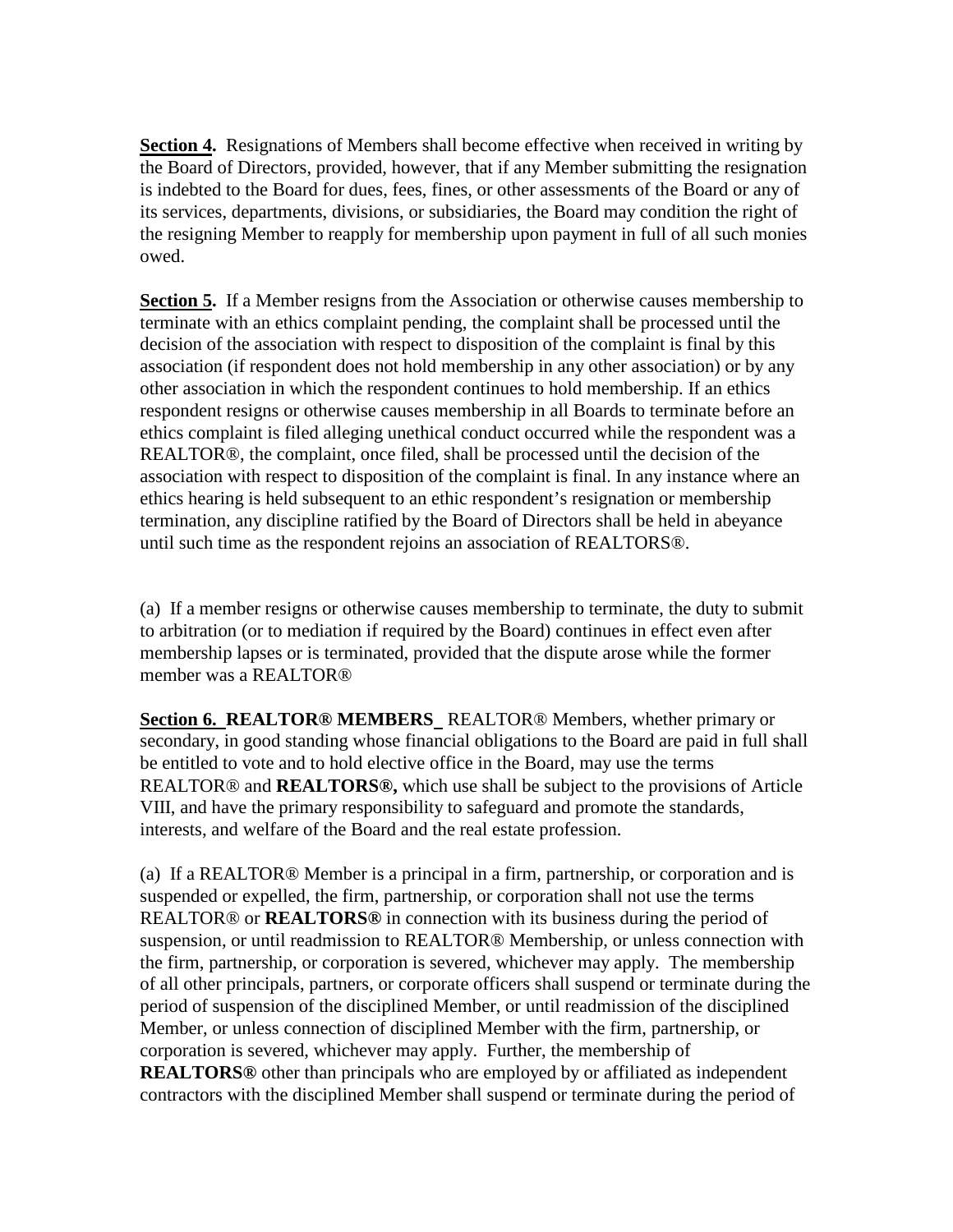**Section 4.** Resignations of Members shall become effective when received in writing by the Board of Directors, provided, however, that if any Member submitting the resignation is indebted to the Board for dues, fees, fines, or other assessments of the Board or any of its services, departments, divisions, or subsidiaries, the Board may condition the right of the resigning Member to reapply for membership upon payment in full of all such monies owed.

**Section 5.** If a Member resigns from the Association or otherwise causes membership to terminate with an ethics complaint pending, the complaint shall be processed until the decision of the association with respect to disposition of the complaint is final by this association (if respondent does not hold membership in any other association) or by any other association in which the respondent continues to hold membership. If an ethics respondent resigns or otherwise causes membership in all Boards to terminate before an ethics complaint is filed alleging unethical conduct occurred while the respondent was a REALTOR®, the complaint, once filed, shall be processed until the decision of the association with respect to disposition of the complaint is final. In any instance where an ethics hearing is held subsequent to an ethic respondent's resignation or membership termination, any discipline ratified by the Board of Directors shall be held in abeyance until such time as the respondent rejoins an association of REALTORS®.

(a) If a member resigns or otherwise causes membership to terminate, the duty to submit to arbitration (or to mediation if required by the Board) continues in effect even after membership lapses or is terminated, provided that the dispute arose while the former member was a REALTOR®

**Section 6. REALTOR® MEMBERS** REALTOR® Members, whether primary or secondary, in good standing whose financial obligations to the Board are paid in full shall be entitled to vote and to hold elective office in the Board, may use the terms REALTOR® and **REALTORS®,** which use shall be subject to the provisions of Article VIII, and have the primary responsibility to safeguard and promote the standards, interests, and welfare of the Board and the real estate profession.

(a) If a REALTOR® Member is a principal in a firm, partnership, or corporation and is suspended or expelled, the firm, partnership, or corporation shall not use the terms REALTOR® or **REALTORS®** in connection with its business during the period of suspension, or until readmission to REALTOR® Membership, or unless connection with the firm, partnership, or corporation is severed, whichever may apply. The membership of all other principals, partners, or corporate officers shall suspend or terminate during the period of suspension of the disciplined Member, or until readmission of the disciplined Member, or unless connection of disciplined Member with the firm, partnership, or corporation is severed, whichever may apply. Further, the membership of **REALTORS®** other than principals who are employed by or affiliated as independent contractors with the disciplined Member shall suspend or terminate during the period of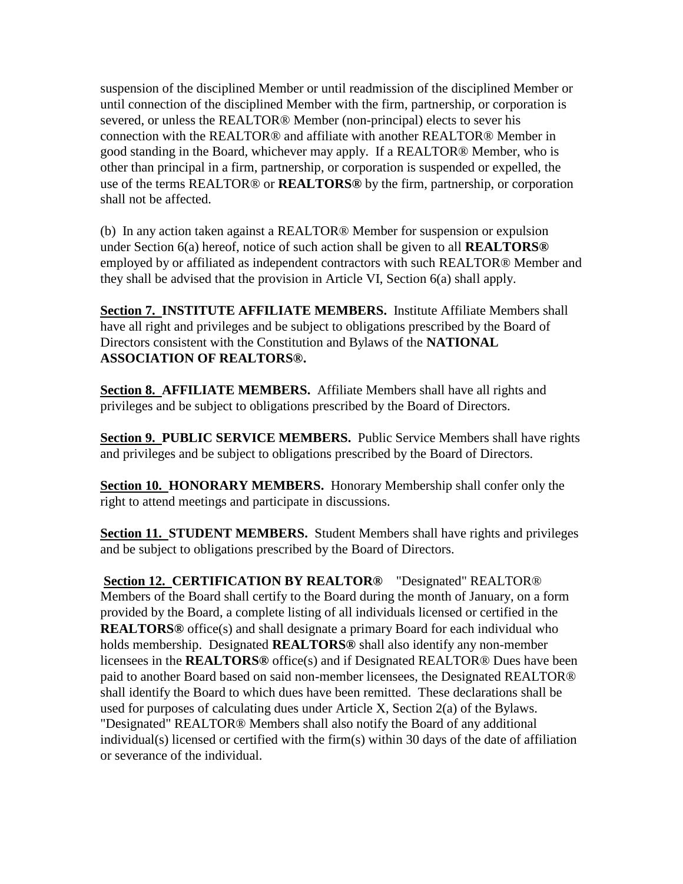suspension of the disciplined Member or until readmission of the disciplined Member or until connection of the disciplined Member with the firm, partnership, or corporation is severed, or unless the REALTOR® Member (non-principal) elects to sever his connection with the REALTOR® and affiliate with another REALTOR® Member in good standing in the Board, whichever may apply. If a REALTOR® Member, who is other than principal in a firm, partnership, or corporation is suspended or expelled, the use of the terms REALTOR® or **REALTORS®** by the firm, partnership, or corporation shall not be affected.

(b) In any action taken against a REALTOR® Member for suspension or expulsion under Section 6(a) hereof, notice of such action shall be given to all **REALTORS®** employed by or affiliated as independent contractors with such REALTOR® Member and they shall be advised that the provision in Article VI, Section 6(a) shall apply.

**Section 7. INSTITUTE AFFILIATE MEMBERS.** Institute Affiliate Members shall have all right and privileges and be subject to obligations prescribed by the Board of Directors consistent with the Constitution and Bylaws of the **NATIONAL ASSOCIATION OF REALTORS®.**

**Section 8. AFFILIATE MEMBERS.** Affiliate Members shall have all rights and privileges and be subject to obligations prescribed by the Board of Directors.

**Section 9. PUBLIC SERVICE MEMBERS.** Public Service Members shall have rights and privileges and be subject to obligations prescribed by the Board of Directors.

**Section 10. HONORARY MEMBERS.** Honorary Membership shall confer only the right to attend meetings and participate in discussions.

**Section 11. STUDENT MEMBERS.** Student Members shall have rights and privileges and be subject to obligations prescribed by the Board of Directors.

**Section 12. CERTIFICATION BY REALTOR®** "Designated" REALTOR® Members of the Board shall certify to the Board during the month of January, on a form provided by the Board, a complete listing of all individuals licensed or certified in the **REALTORS®** office(s) and shall designate a primary Board for each individual who holds membership. Designated **REALTORS®** shall also identify any non-member licensees in the **REALTORS®** office(s) and if Designated REALTOR® Dues have been paid to another Board based on said non-member licensees, the Designated REALTOR® shall identify the Board to which dues have been remitted. These declarations shall be used for purposes of calculating dues under Article X, Section 2(a) of the Bylaws. "Designated" REALTOR® Members shall also notify the Board of any additional individual(s) licensed or certified with the firm(s) within 30 days of the date of affiliation or severance of the individual.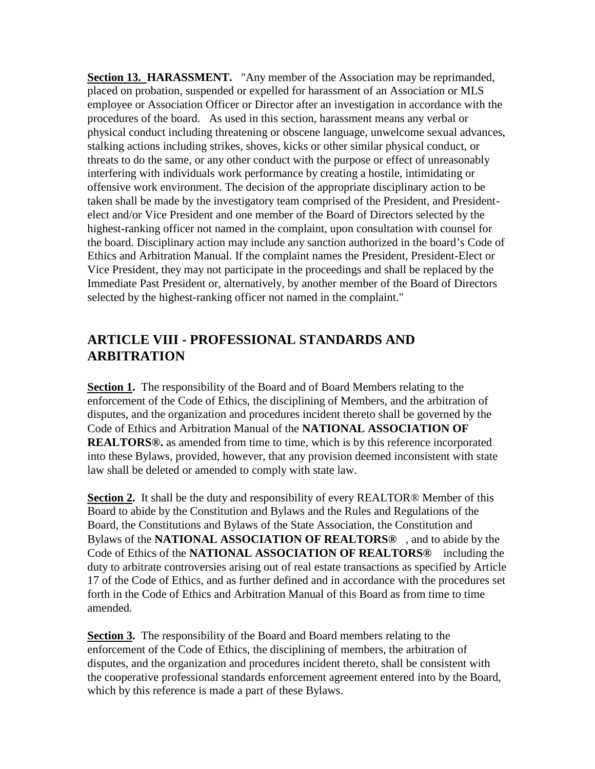**Section 13. HARASSMENT.** "Any member of the Association may be reprimanded, placed on probation, suspended or expelled for harassment of an Association or MLS employee or Association Officer or Director after an investigation in accordance with the procedures of the board. As used in this section, harassment means any verbal or physical conduct including threatening or obscene language, unwelcome sexual advances, stalking actions including strikes, shoves, kicks or other similar physical conduct, or threats to do the same, or any other conduct with the purpose or effect of unreasonably interfering with individuals work performance by creating a hostile, intimidating or offensive work environment. The decision of the appropriate disciplinary action to be taken shall be made by the investigatory team comprised of the President, and President-elect and/or Vice President and one member of the Board of Directors selected by the highest-ranking officer not named in the complaint, upon consultation with counsel for the board. Disciplinary action may include any sanction authorized in the board's Code of Ethics and Arbitration Manual. If the complaint names the President, President-Elect or Vice President, they may not participate in the proceedings and shall be replaced by the Immediate Past President or, alternatively, by another member of the Board of Directors selected by the highest-ranking officer not named in the complaint."

## ARTICLE VIII - PROFESSIONAL STANDARDS AND ARBITRATION

**Section 1.** The responsibility of the Board and of Board Members relating to the enforcement of the Code of Ethics, the disciplining of Members, and the arbitration of disputes, and the organization and procedures incident thereto shall be governed by the Code of Ethics and Arbitration Manual of the **NATIONAL ASSOCIATION OF REALTORS®.** as amended from time to time, which is by this reference incorporated into these Bylaws, provided, however, that any provision deemed inconsistent with state law shall be deleted or amended to comply with state law.

**Section 2.** It shall be the duty and responsibility of every REALTOR® Member of this Board to abide by the Constitution and Bylaws and the Rules and Regulations of the Board, the Constitutions and Bylaws of the State Association, the Constitution and Bylaws of the **NATIONAL ASSOCIATION OF REALTORS®** , and to abide by the Code of Ethics of the **NATIONAL ASSOCIATION OF REALTORS®** including the duty to arbitrate controversies arising out of real estate transactions as specified by Article 17 of the Code of Ethics, and as further defined and in accordance with the procedures set forth in the Code of Ethics and Arbitration Manual of this Board as from time to time amended.

**Section 3.** The responsibility of the Board and Board members relating to the enforcement of the Code of Ethics, the disciplining of members, the arbitration of disputes, and the organization and procedures incident thereto, shall be consistent with the cooperative professional standards enforcement agreement entered into by the Board, which by this reference is made a part of these Bylaws.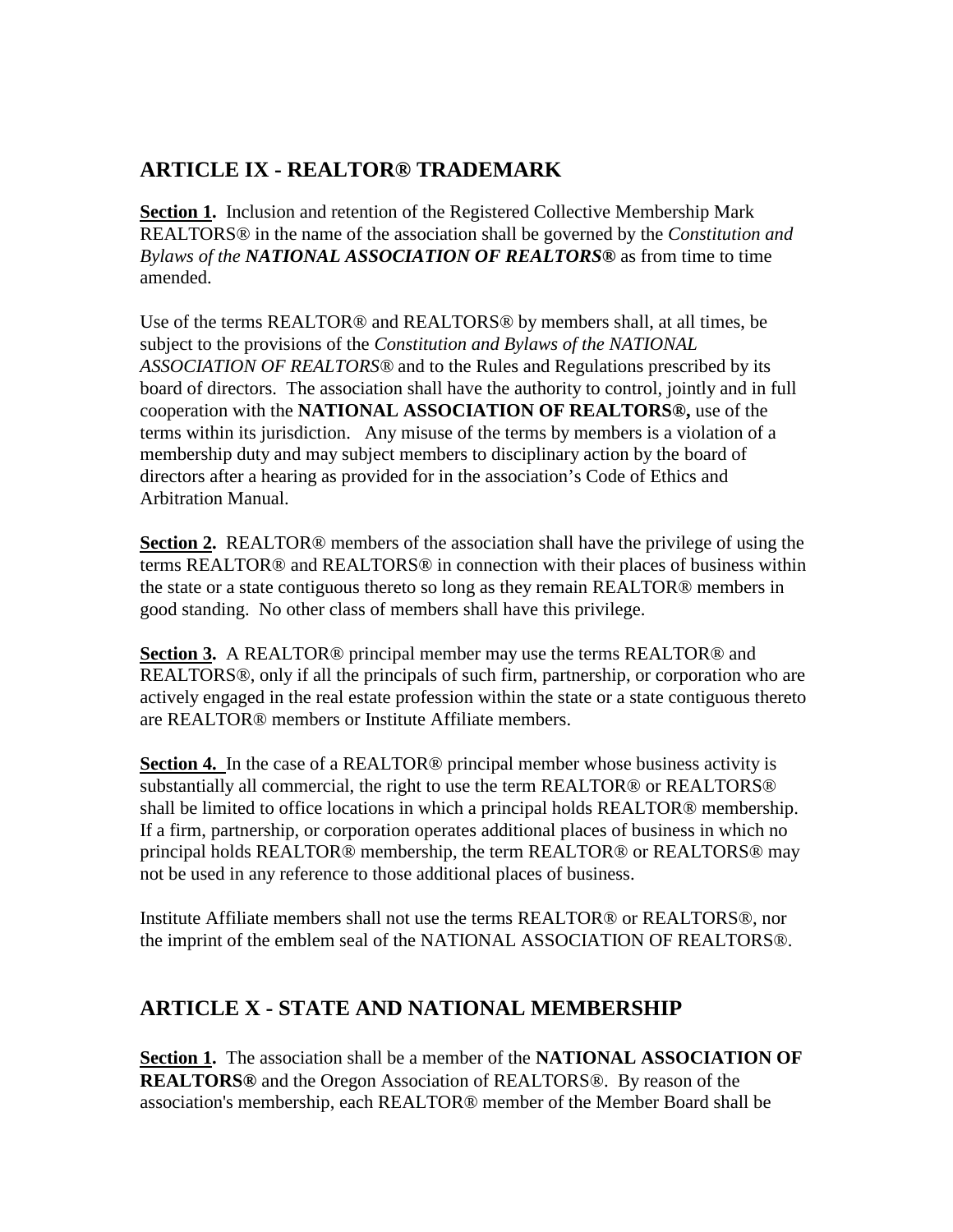## ARTICLE IX - REALTOR® TRADEMARK

**Section 1.** Inclusion and retention of the Registered Collective Membership Mark REALTORS® in the name of the association shall be governed by the *Constitution and Bylaws of the* ***NATIONAL ASSOCIATION OF REALTORS®*** as from time to time amended.

Use of the terms REALTOR® and REALTORS® by members shall, at all times, be subject to the provisions of the *Constitution and Bylaws of the NATIONAL ASSOCIATION OF REALTORS®* and to the Rules and Regulations prescribed by its board of directors. The association shall have the authority to control, jointly and in full cooperation with the **NATIONAL ASSOCIATION OF REALTORS®,** use of the terms within its jurisdiction. Any misuse of the terms by members is a violation of a membership duty and may subject members to disciplinary action by the board of directors after a hearing as provided for in the association's Code of Ethics and Arbitration Manual.

**Section 2.** REALTOR® members of the association shall have the privilege of using the terms REALTOR® and REALTORS® in connection with their places of business within the state or a state contiguous thereto so long as they remain REALTOR® members in good standing. No other class of members shall have this privilege.

**Section 3.** A REALTOR® principal member may use the terms REALTOR® and REALTORS®, only if all the principals of such firm, partnership, or corporation who are actively engaged in the real estate profession within the state or a state contiguous thereto are REALTOR® members or Institute Affiliate members.

**Section 4.** In the case of a REALTOR® principal member whose business activity is substantially all commercial, the right to use the term REALTOR® or REALTORS® shall be limited to office locations in which a principal holds REALTOR® membership. If a firm, partnership, or corporation operates additional places of business in which no principal holds REALTOR® membership, the term REALTOR® or REALTORS® may not be used in any reference to those additional places of business.

Institute Affiliate members shall not use the terms REALTOR® or REALTORS®, nor the imprint of the emblem seal of the NATIONAL ASSOCIATION OF REALTORS®.

## ARTICLE X - STATE AND NATIONAL MEMBERSHIP

**Section 1.** The association shall be a member of the **NATIONAL ASSOCIATION OF REALTORS®** and the Oregon Association of REALTORS®. By reason of the association's membership, each REALTOR® member of the Member Board shall be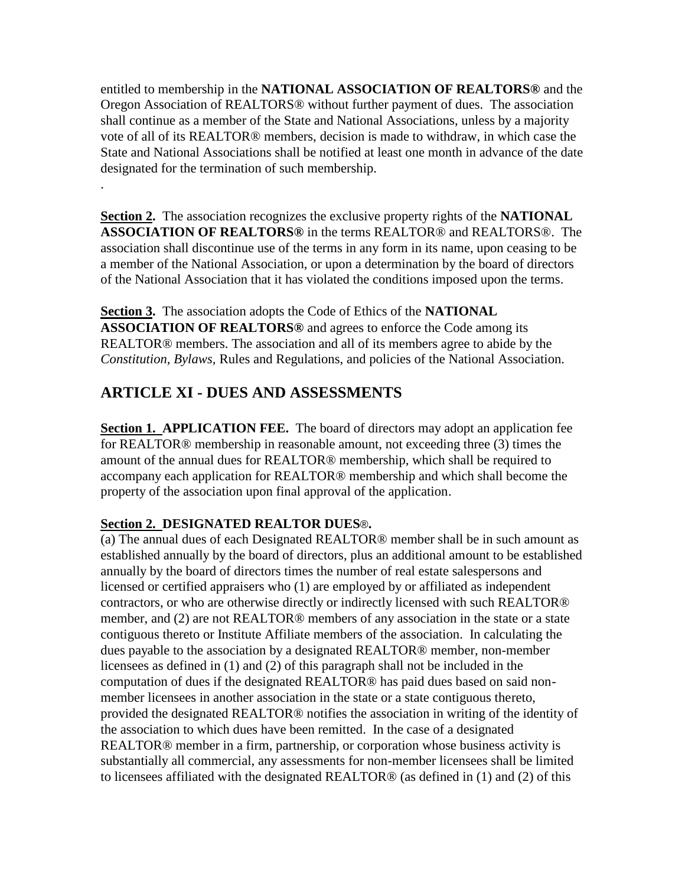entitled to membership in the **NATIONAL ASSOCIATION OF REALTORS®** and the Oregon Association of REALTORS® without further payment of dues. The association shall continue as a member of the State and National Associations, unless by a majority vote of all of its REALTOR® members, decision is made to withdraw, in which case the State and National Associations shall be notified at least one month in advance of the date designated for the termination of such membership.

.

**Section 2.** The association recognizes the exclusive property rights of the **NATIONAL ASSOCIATION OF REALTORS®** in the terms REALTOR® and REALTORS®. The association shall discontinue use of the terms in any form in its name, upon ceasing to be a member of the National Association, or upon a determination by the board of directors of the National Association that it has violated the conditions imposed upon the terms.

**Section 3.** The association adopts the Code of Ethics of the **NATIONAL ASSOCIATION OF REALTORS®** and agrees to enforce the Code among its REALTOR® members. The association and all of its members agree to abide by the *Constitution, Bylaws*, Rules and Regulations, and policies of the National Association.

## ARTICLE XI - DUES AND ASSESSMENTS

**Section 1. APPLICATION FEE.** The board of directors may adopt an application fee for REALTOR® membership in reasonable amount, not exceeding three (3) times the amount of the annual dues for REALTOR® membership, which shall be required to accompany each application for REALTOR® membership and which shall become the property of the association upon final approval of the application.

**Section 2. DESIGNATED REALTOR DUES®.**

(a) The annual dues of each Designated REALTOR® member shall be in such amount as established annually by the board of directors, plus an additional amount to be established annually by the board of directors times the number of real estate salespersons and licensed or certified appraisers who (1) are employed by or affiliated as independent contractors, or who are otherwise directly or indirectly licensed with such REALTOR® member, and (2) are not REALTOR® members of any association in the state or a state contiguous thereto or Institute Affiliate members of the association. In calculating the dues payable to the association by a designated REALTOR® member, non-member licensees as defined in (1) and (2) of this paragraph shall not be included in the computation of dues if the designated REALTOR® has paid dues based on said non-member licensees in another association in the state or a state contiguous thereto, provided the designated REALTOR® notifies the association in writing of the identity of the association to which dues have been remitted. In the case of a designated REALTOR® member in a firm, partnership, or corporation whose business activity is substantially all commercial, any assessments for non-member licensees shall be limited to licensees affiliated with the designated REALTOR® (as defined in (1) and (2) of this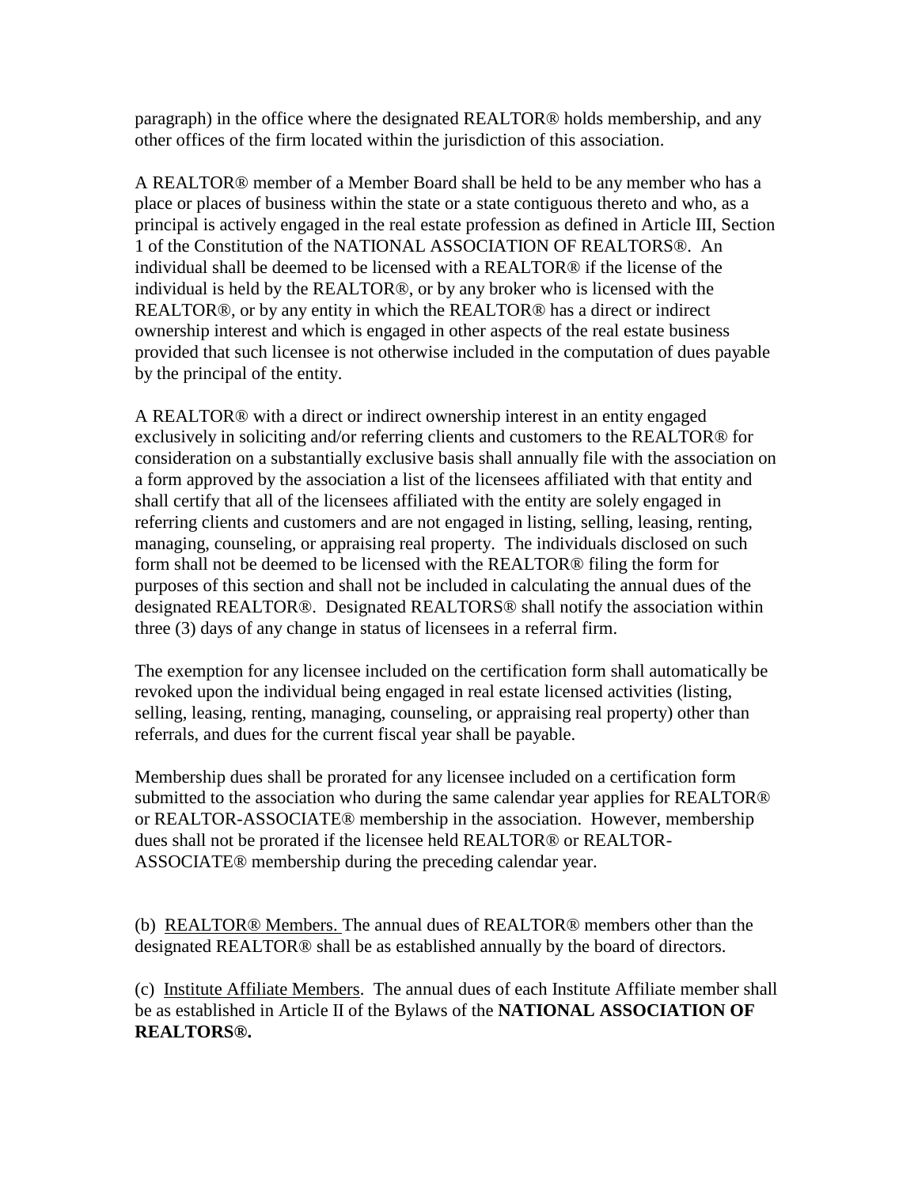paragraph) in the office where the designated REALTOR® holds membership, and any other offices of the firm located within the jurisdiction of this association.

A REALTOR® member of a Member Board shall be held to be any member who has a place or places of business within the state or a state contiguous thereto and who, as a principal is actively engaged in the real estate profession as defined in Article III, Section 1 of the Constitution of the NATIONAL ASSOCIATION OF REALTORS®. An individual shall be deemed to be licensed with a REALTOR® if the license of the individual is held by the REALTOR®, or by any broker who is licensed with the REALTOR®, or by any entity in which the REALTOR® has a direct or indirect ownership interest and which is engaged in other aspects of the real estate business provided that such licensee is not otherwise included in the computation of dues payable by the principal of the entity.

A REALTOR® with a direct or indirect ownership interest in an entity engaged exclusively in soliciting and/or referring clients and customers to the REALTOR® for consideration on a substantially exclusive basis shall annually file with the association on a form approved by the association a list of the licensees affiliated with that entity and shall certify that all of the licensees affiliated with the entity are solely engaged in referring clients and customers and are not engaged in listing, selling, leasing, renting, managing, counseling, or appraising real property. The individuals disclosed on such form shall not be deemed to be licensed with the REALTOR® filing the form for purposes of this section and shall not be included in calculating the annual dues of the designated REALTOR®. Designated REALTORS® shall notify the association within three (3) days of any change in status of licensees in a referral firm.

The exemption for any licensee included on the certification form shall automatically be revoked upon the individual being engaged in real estate licensed activities (listing, selling, leasing, renting, managing, counseling, or appraising real property) other than referrals, and dues for the current fiscal year shall be payable.

Membership dues shall be prorated for any licensee included on a certification form submitted to the association who during the same calendar year applies for REALTOR® or REALTOR-ASSOCIATE® membership in the association. However, membership dues shall not be prorated if the licensee held REALTOR® or REALTOR-ASSOCIATE® membership during the preceding calendar year.

(b) REALTOR® Members. The annual dues of REALTOR® members other than the designated REALTOR® shall be as established annually by the board of directors.

(c) Institute Affiliate Members. The annual dues of each Institute Affiliate member shall be as established in Article II of the Bylaws of the **NATIONAL ASSOCIATION OF REALTORS®.**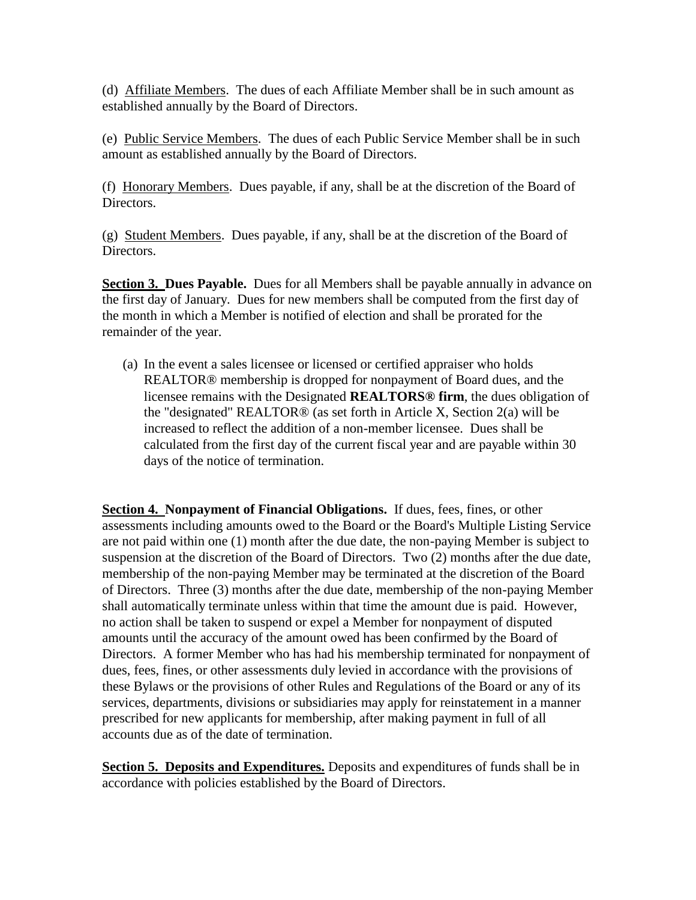(d) Affiliate Members. The dues of each Affiliate Member shall be in such amount as established annually by the Board of Directors.

(e) Public Service Members. The dues of each Public Service Member shall be in such amount as established annually by the Board of Directors.

(f) Honorary Members. Dues payable, if any, shall be at the discretion of the Board of Directors.

(g) Student Members. Dues payable, if any, shall be at the discretion of the Board of Directors.

**Section 3. Dues Payable.** Dues for all Members shall be payable annually in advance on the first day of January. Dues for new members shall be computed from the first day of the month in which a Member is notified of election and shall be prorated for the remainder of the year.

(a) In the event a sales licensee or licensed or certified appraiser who holds REALTOR® membership is dropped for nonpayment of Board dues, and the licensee remains with the Designated **REALTORS® firm**, the dues obligation of the "designated" REALTOR® (as set forth in Article X, Section 2(a) will be increased to reflect the addition of a non-member licensee. Dues shall be calculated from the first day of the current fiscal year and are payable within 30 days of the notice of termination.

**Section 4. Nonpayment of Financial Obligations.** If dues, fees, fines, or other assessments including amounts owed to the Board or the Board's Multiple Listing Service are not paid within one (1) month after the due date, the non-paying Member is subject to suspension at the discretion of the Board of Directors. Two (2) months after the due date, membership of the non-paying Member may be terminated at the discretion of the Board of Directors. Three (3) months after the due date, membership of the non-paying Member shall automatically terminate unless within that time the amount due is paid. However, no action shall be taken to suspend or expel a Member for nonpayment of disputed amounts until the accuracy of the amount owed has been confirmed by the Board of Directors. A former Member who has had his membership terminated for nonpayment of dues, fees, fines, or other assessments duly levied in accordance with the provisions of these Bylaws or the provisions of other Rules and Regulations of the Board or any of its services, departments, divisions or subsidiaries may apply for reinstatement in a manner prescribed for new applicants for membership, after making payment in full of all accounts due as of the date of termination.

**Section 5. Deposits and Expenditures.** Deposits and expenditures of funds shall be in accordance with policies established by the Board of Directors.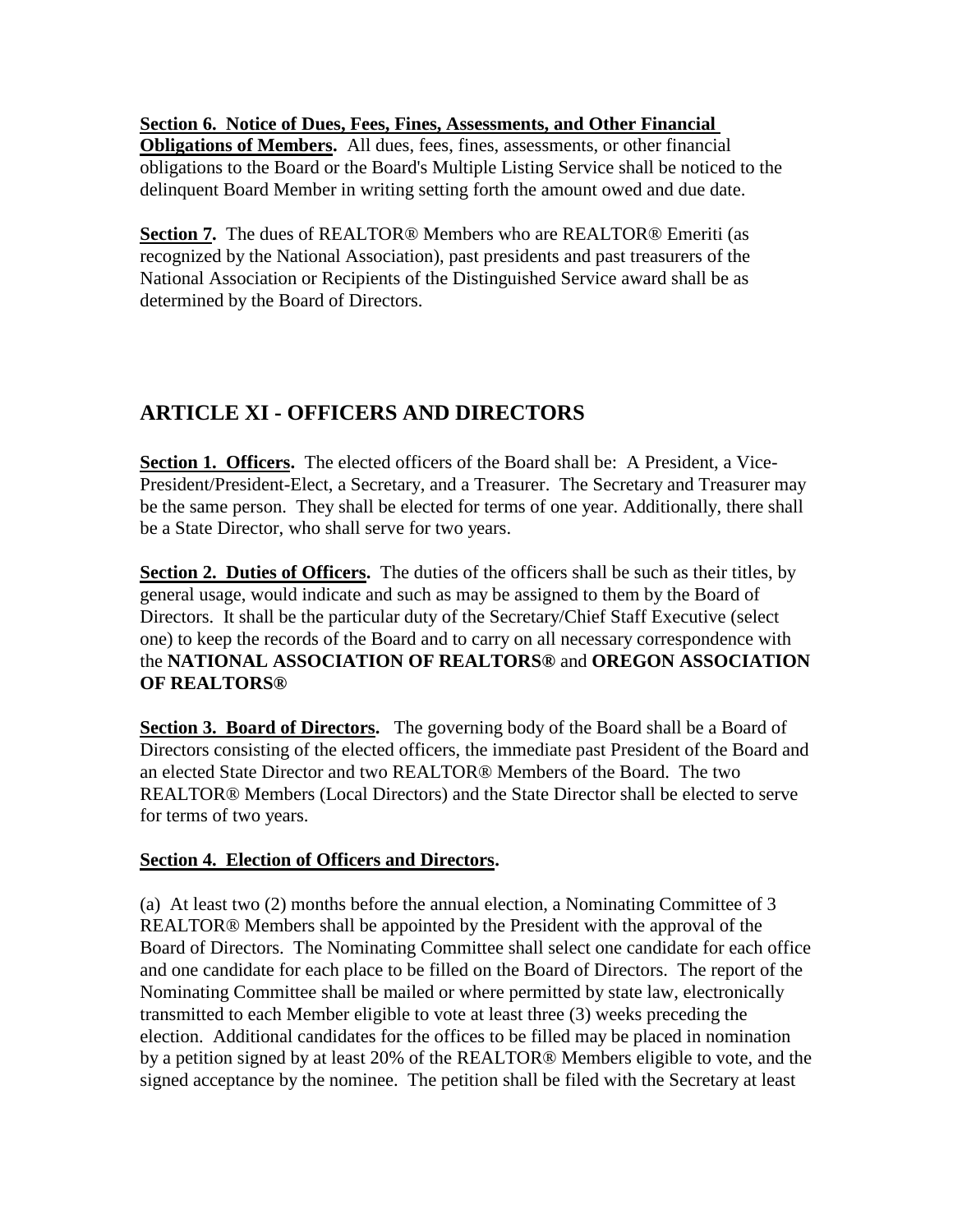**Section 6. Notice of Dues, Fees, Fines, Assessments, and Other Financial Obligations of Members.** All dues, fees, fines, assessments, or other financial obligations to the Board or the Board's Multiple Listing Service shall be noticed to the delinquent Board Member in writing setting forth the amount owed and due date.

**Section 7.** The dues of REALTOR® Members who are REALTOR® Emeriti (as recognized by the National Association), past presidents and past treasurers of the National Association or Recipients of the Distinguished Service award shall be as determined by the Board of Directors.

## ARTICLE XI - OFFICERS AND DIRECTORS

**Section 1. Officers.** The elected officers of the Board shall be: A President, a Vice-President/President-Elect, a Secretary, and a Treasurer. The Secretary and Treasurer may be the same person. They shall be elected for terms of one year. Additionally, there shall be a State Director, who shall serve for two years.

**Section 2. Duties of Officers.** The duties of the officers shall be such as their titles, by general usage, would indicate and such as may be assigned to them by the Board of Directors. It shall be the particular duty of the Secretary/Chief Staff Executive (select one) to keep the records of the Board and to carry on all necessary correspondence with the **NATIONAL ASSOCIATION OF REALTORS®** and **OREGON ASSOCIATION OF REALTORS®**

**Section 3. Board of Directors.** The governing body of the Board shall be a Board of Directors consisting of the elected officers, the immediate past President of the Board and an elected State Director and two REALTOR® Members of the Board. The two REALTOR® Members (Local Directors) and the State Director shall be elected to serve for terms of two years.

**Section 4. Election of Officers and Directors.**

(a) At least two (2) months before the annual election, a Nominating Committee of 3 REALTOR® Members shall be appointed by the President with the approval of the Board of Directors. The Nominating Committee shall select one candidate for each office and one candidate for each place to be filled on the Board of Directors. The report of the Nominating Committee shall be mailed or where permitted by state law, electronically transmitted to each Member eligible to vote at least three (3) weeks preceding the election. Additional candidates for the offices to be filled may be placed in nomination by a petition signed by at least 20% of the REALTOR® Members eligible to vote, and the signed acceptance by the nominee. The petition shall be filed with the Secretary at least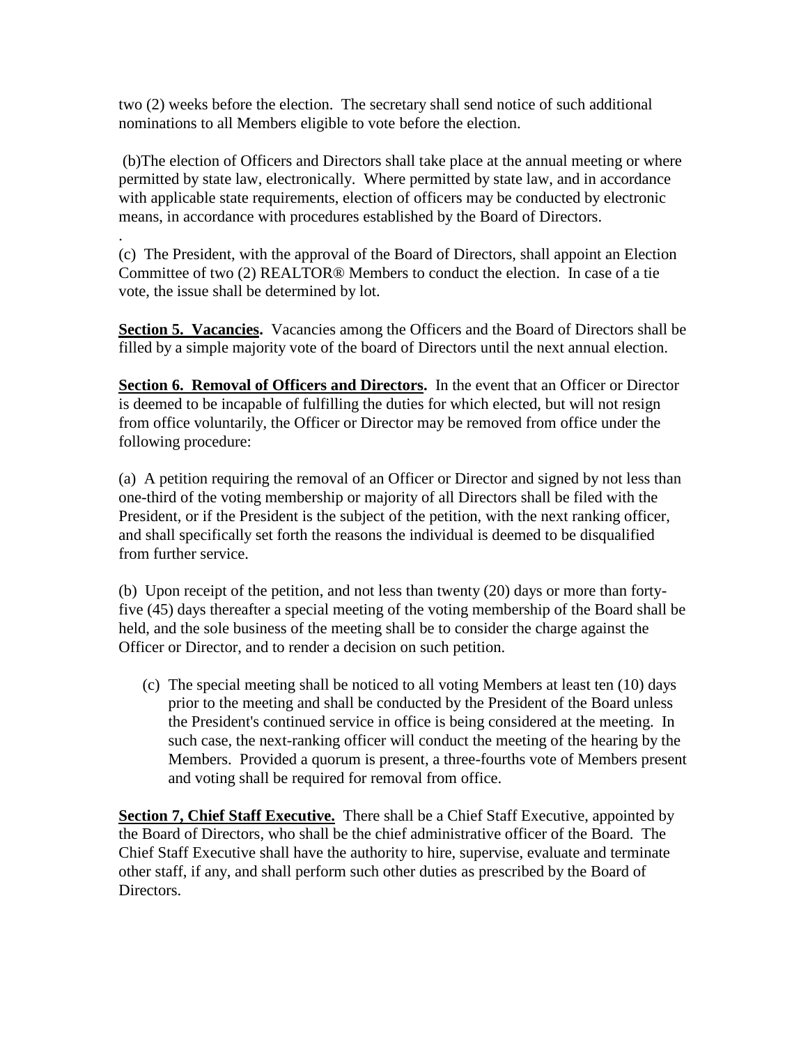two (2) weeks before the election. The secretary shall send notice of such additional nominations to all Members eligible to vote before the election.

(b)The election of Officers and Directors shall take place at the annual meeting or where permitted by state law, electronically. Where permitted by state law, and in accordance with applicable state requirements, election of officers may be conducted by electronic means, in accordance with procedures established by the Board of Directors.

.

(c) The President, with the approval of the Board of Directors, shall appoint an Election Committee of two (2) REALTOR® Members to conduct the election. In case of a tie vote, the issue shall be determined by lot.

**Section 5. Vacancies.** Vacancies among the Officers and the Board of Directors shall be filled by a simple majority vote of the board of Directors until the next annual election.

**Section 6. Removal of Officers and Directors.** In the event that an Officer or Director is deemed to be incapable of fulfilling the duties for which elected, but will not resign from office voluntarily, the Officer or Director may be removed from office under the following procedure:

(a) A petition requiring the removal of an Officer or Director and signed by not less than one-third of the voting membership or majority of all Directors shall be filed with the President, or if the President is the subject of the petition, with the next ranking officer, and shall specifically set forth the reasons the individual is deemed to be disqualified from further service.

(b) Upon receipt of the petition, and not less than twenty (20) days or more than forty-five (45) days thereafter a special meeting of the voting membership of the Board shall be held, and the sole business of the meeting shall be to consider the charge against the Officer or Director, and to render a decision on such petition.

(c) The special meeting shall be noticed to all voting Members at least ten (10) days prior to the meeting and shall be conducted by the President of the Board unless the President's continued service in office is being considered at the meeting. In such case, the next-ranking officer will conduct the meeting of the hearing by the Members. Provided a quorum is present, a three-fourths vote of Members present and voting shall be required for removal from office.

**Section 7, Chief Staff Executive.** There shall be a Chief Staff Executive, appointed by the Board of Directors, who shall be the chief administrative officer of the Board. The Chief Staff Executive shall have the authority to hire, supervise, evaluate and terminate other staff, if any, and shall perform such other duties as prescribed by the Board of Directors.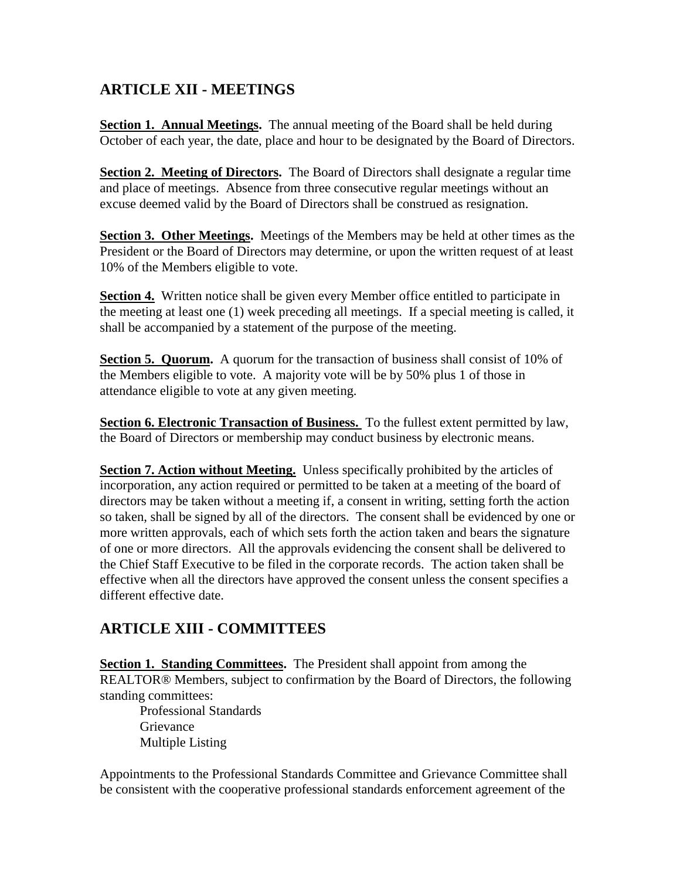## ARTICLE XII - MEETINGS

**Section 1. Annual Meetings.** The annual meeting of the Board shall be held during October of each year, the date, place and hour to be designated by the Board of Directors.

**Section 2. Meeting of Directors.** The Board of Directors shall designate a regular time and place of meetings. Absence from three consecutive regular meetings without an excuse deemed valid by the Board of Directors shall be construed as resignation.

**Section 3. Other Meetings.** Meetings of the Members may be held at other times as the President or the Board of Directors may determine, or upon the written request of at least 10% of the Members eligible to vote.

**Section 4.** Written notice shall be given every Member office entitled to participate in the meeting at least one (1) week preceding all meetings. If a special meeting is called, it shall be accompanied by a statement of the purpose of the meeting.

**Section 5. Quorum.** A quorum for the transaction of business shall consist of 10% of the Members eligible to vote. A majority vote will be by 50% plus 1 of those in attendance eligible to vote at any given meeting.

**Section 6. Electronic Transaction of Business.** To the fullest extent permitted by law, the Board of Directors or membership may conduct business by electronic means.

**Section 7. Action without Meeting.** Unless specifically prohibited by the articles of incorporation, any action required or permitted to be taken at a meeting of the board of directors may be taken without a meeting if, a consent in writing, setting forth the action so taken, shall be signed by all of the directors. The consent shall be evidenced by one or more written approvals, each of which sets forth the action taken and bears the signature of one or more directors. All the approvals evidencing the consent shall be delivered to the Chief Staff Executive to be filed in the corporate records. The action taken shall be effective when all the directors have approved the consent unless the consent specifies a different effective date.

## ARTICLE XIII - COMMITTEES

**Section 1. Standing Committees.** The President shall appoint from among the REALTOR® Members, subject to confirmation by the Board of Directors, the following standing committees:

Professional Standards
Grievance
Multiple Listing

Appointments to the Professional Standards Committee and Grievance Committee shall be consistent with the cooperative professional standards enforcement agreement of the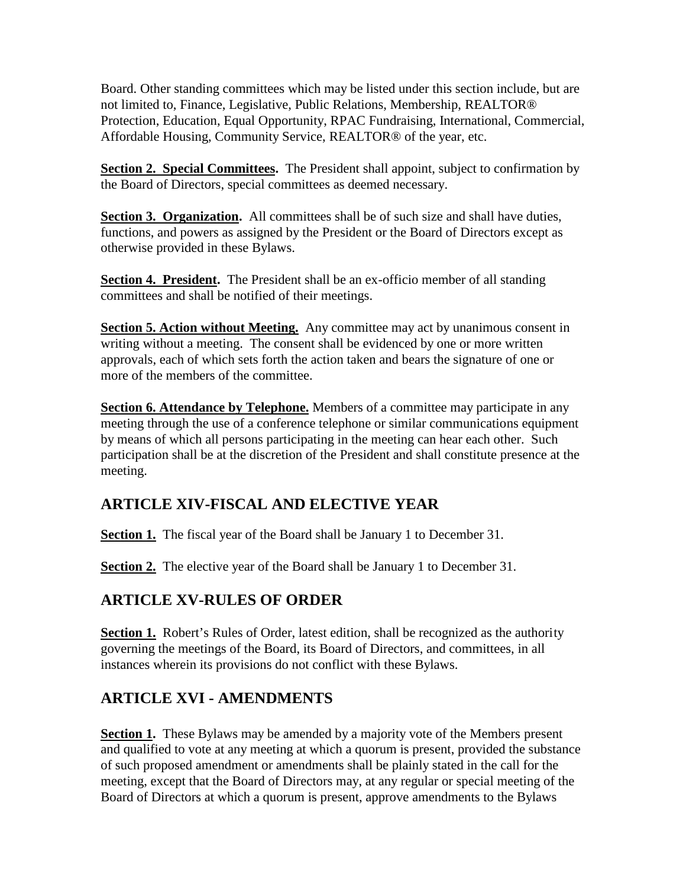Board. Other standing committees which may be listed under this section include, but are not limited to, Finance, Legislative, Public Relations, Membership, REALTOR® Protection, Education, Equal Opportunity, RPAC Fundraising, International, Commercial, Affordable Housing, Community Service, REALTOR® of the year, etc.

**Section 2. Special Committees.** The President shall appoint, subject to confirmation by the Board of Directors, special committees as deemed necessary.

**Section 3. Organization.** All committees shall be of such size and shall have duties, functions, and powers as assigned by the President or the Board of Directors except as otherwise provided in these Bylaws.

**Section 4. President.** The President shall be an ex-officio member of all standing committees and shall be notified of their meetings.

**Section 5. Action without Meeting.** Any committee may act by unanimous consent in writing without a meeting. The consent shall be evidenced by one or more written approvals, each of which sets forth the action taken and bears the signature of one or more of the members of the committee.

**Section 6. Attendance by Telephone.** Members of a committee may participate in any meeting through the use of a conference telephone or similar communications equipment by means of which all persons participating in the meeting can hear each other. Such participation shall be at the discretion of the President and shall constitute presence at the meeting.

## ARTICLE XIV-FISCAL AND ELECTIVE YEAR

**Section 1.** The fiscal year of the Board shall be January 1 to December 31.

**Section 2.** The elective year of the Board shall be January 1 to December 31.

## ARTICLE XV-RULES OF ORDER

**Section 1.** Robert's Rules of Order, latest edition, shall be recognized as the authority governing the meetings of the Board, its Board of Directors, and committees, in all instances wherein its provisions do not conflict with these Bylaws.

## ARTICLE XVI - AMENDMENTS

**Section 1.** These Bylaws may be amended by a majority vote of the Members present and qualified to vote at any meeting at which a quorum is present, provided the substance of such proposed amendment or amendments shall be plainly stated in the call for the meeting, except that the Board of Directors may, at any regular or special meeting of the Board of Directors at which a quorum is present, approve amendments to the Bylaws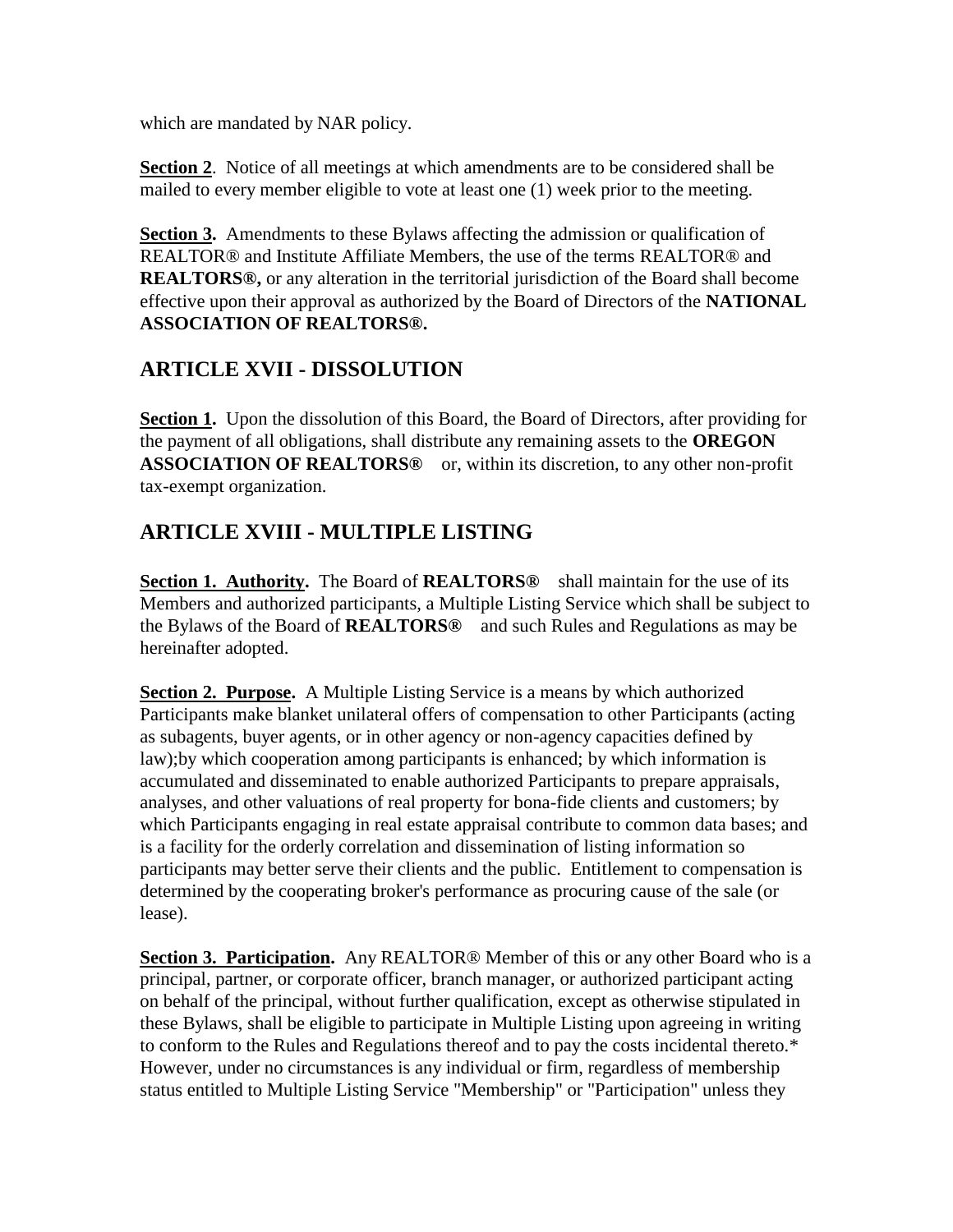which are mandated by NAR policy.

**Section 2**. Notice of all meetings at which amendments are to be considered shall be mailed to every member eligible to vote at least one (1) week prior to the meeting.

**Section 3.** Amendments to these Bylaws affecting the admission or qualification of REALTOR® and Institute Affiliate Members, the use of the terms REALTOR® and **REALTORS®,** or any alteration in the territorial jurisdiction of the Board shall become effective upon their approval as authorized by the Board of Directors of the **NATIONAL ASSOCIATION OF REALTORS®.**

## ARTICLE XVII - DISSOLUTION

**Section 1.** Upon the dissolution of this Board, the Board of Directors, after providing for the payment of all obligations, shall distribute any remaining assets to the **OREGON ASSOCIATION OF REALTORS®** or, within its discretion, to any other non-profit tax-exempt organization.

## ARTICLE XVIII - MULTIPLE LISTING

**Section 1. Authority.** The Board of **REALTORS®** shall maintain for the use of its Members and authorized participants, a Multiple Listing Service which shall be subject to the Bylaws of the Board of **REALTORS®** and such Rules and Regulations as may be hereinafter adopted.

**Section 2. Purpose.** A Multiple Listing Service is a means by which authorized Participants make blanket unilateral offers of compensation to other Participants (acting as subagents, buyer agents, or in other agency or non-agency capacities defined by law);by which cooperation among participants is enhanced; by which information is accumulated and disseminated to enable authorized Participants to prepare appraisals, analyses, and other valuations of real property for bona-fide clients and customers; by which Participants engaging in real estate appraisal contribute to common data bases; and is a facility for the orderly correlation and dissemination of listing information so participants may better serve their clients and the public. Entitlement to compensation is determined by the cooperating broker's performance as procuring cause of the sale (or lease).

**Section 3. Participation.** Any REALTOR® Member of this or any other Board who is a principal, partner, or corporate officer, branch manager, or authorized participant acting on behalf of the principal, without further qualification, except as otherwise stipulated in these Bylaws, shall be eligible to participate in Multiple Listing upon agreeing in writing to conform to the Rules and Regulations thereof and to pay the costs incidental thereto.* However, under no circumstances is any individual or firm, regardless of membership status entitled to Multiple Listing Service "Membership" or "Participation" unless they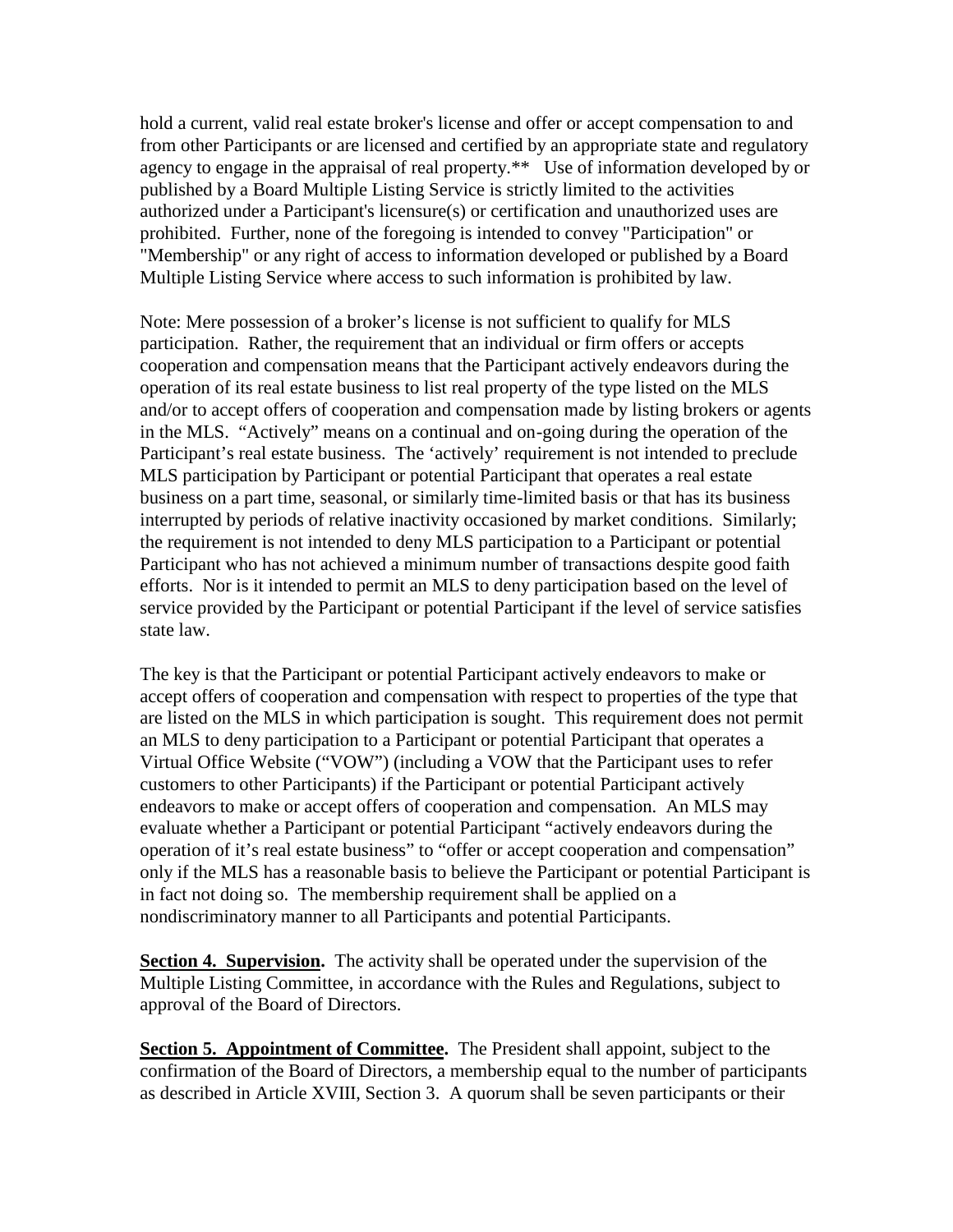hold a current, valid real estate broker's license and offer or accept compensation to and from other Participants or are licensed and certified by an appropriate state and regulatory agency to engage in the appraisal of real property.** Use of information developed by or published by a Board Multiple Listing Service is strictly limited to the activities authorized under a Participant's licensure(s) or certification and unauthorized uses are prohibited. Further, none of the foregoing is intended to convey "Participation" or "Membership" or any right of access to information developed or published by a Board Multiple Listing Service where access to such information is prohibited by law.

Note: Mere possession of a broker's license is not sufficient to qualify for MLS participation. Rather, the requirement that an individual or firm offers or accepts cooperation and compensation means that the Participant actively endeavors during the operation of its real estate business to list real property of the type listed on the MLS and/or to accept offers of cooperation and compensation made by listing brokers or agents in the MLS. "Actively" means on a continual and on-going during the operation of the Participant's real estate business. The 'actively' requirement is not intended to preclude MLS participation by Participant or potential Participant that operates a real estate business on a part time, seasonal, or similarly time-limited basis or that has its business interrupted by periods of relative inactivity occasioned by market conditions. Similarly; the requirement is not intended to deny MLS participation to a Participant or potential Participant who has not achieved a minimum number of transactions despite good faith efforts. Nor is it intended to permit an MLS to deny participation based on the level of service provided by the Participant or potential Participant if the level of service satisfies state law.

The key is that the Participant or potential Participant actively endeavors to make or accept offers of cooperation and compensation with respect to properties of the type that are listed on the MLS in which participation is sought. This requirement does not permit an MLS to deny participation to a Participant or potential Participant that operates a Virtual Office Website ("VOW") (including a VOW that the Participant uses to refer customers to other Participants) if the Participant or potential Participant actively endeavors to make or accept offers of cooperation and compensation. An MLS may evaluate whether a Participant or potential Participant "actively endeavors during the operation of it's real estate business" to "offer or accept cooperation and compensation" only if the MLS has a reasonable basis to believe the Participant or potential Participant is in fact not doing so. The membership requirement shall be applied on a nondiscriminatory manner to all Participants and potential Participants.

**Section 4. Supervision.** The activity shall be operated under the supervision of the Multiple Listing Committee, in accordance with the Rules and Regulations, subject to approval of the Board of Directors.

**Section 5. Appointment of Committee.** The President shall appoint, subject to the confirmation of the Board of Directors, a membership equal to the number of participants as described in Article XVIII, Section 3. A quorum shall be seven participants or their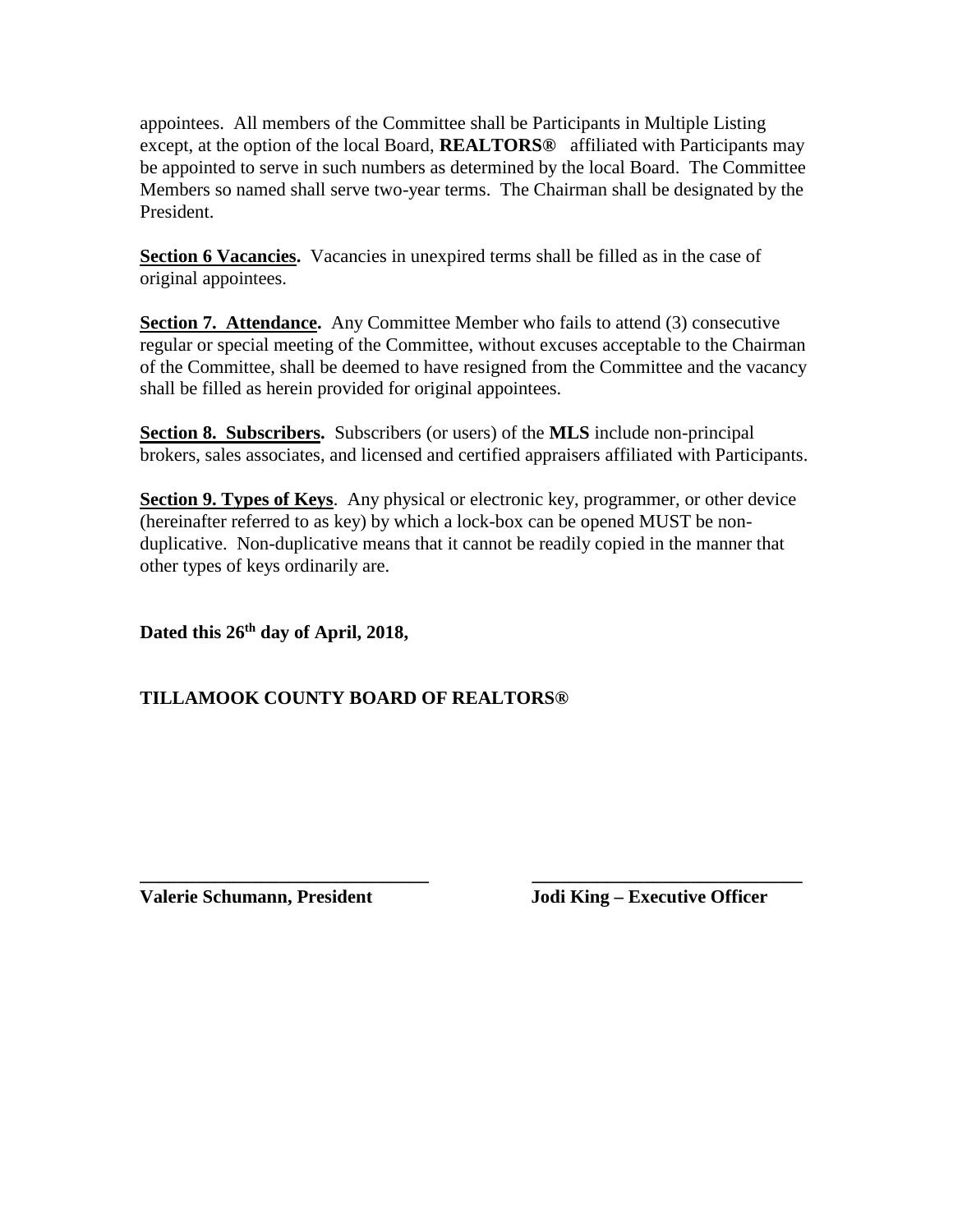appointees. All members of the Committee shall be Participants in Multiple Listing except, at the option of the local Board, **REALTORS®** affiliated with Participants may be appointed to serve in such numbers as determined by the local Board. The Committee Members so named shall serve two-year terms. The Chairman shall be designated by the President.

**Section 6 Vacancies.** Vacancies in unexpired terms shall be filled as in the case of original appointees.

**Section 7. Attendance.** Any Committee Member who fails to attend (3) consecutive regular or special meeting of the Committee, without excuses acceptable to the Chairman of the Committee, shall be deemed to have resigned from the Committee and the vacancy shall be filled as herein provided for original appointees.

**Section 8. Subscribers.** Subscribers (or users) of the **MLS** include non-principal brokers, sales associates, and licensed and certified appraisers affiliated with Participants.

**Section 9. Types of Keys**. Any physical or electronic key, programmer, or other device (hereinafter referred to as key) by which a lock-box can be opened MUST be non-duplicative. Non-duplicative means that it cannot be readily copied in the manner that other types of keys ordinarily are.

**Dated this 26th day of April, 2018,**

**TILLAMOOK COUNTY BOARD OF REALTORS®**

**_______________________________** **_____________________________**

**Valerie Schumann, President** **Jodi King – Executive Officer**